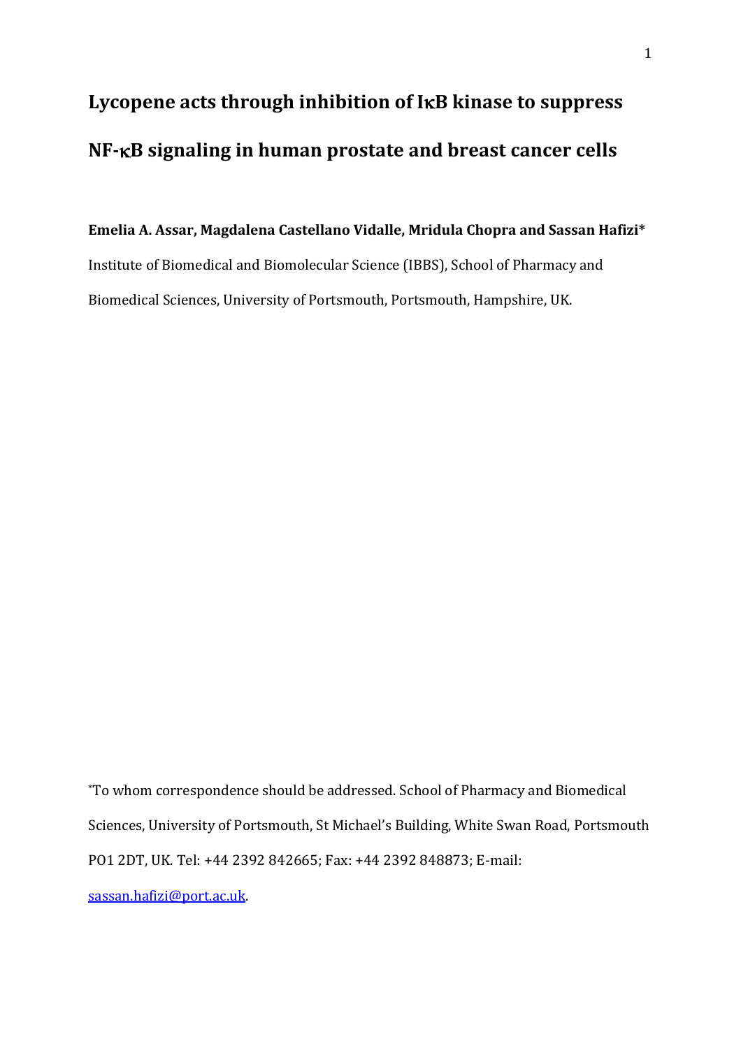# Lycopene acts through inhibition of IκB kinase to suppress NF-κB signaling in human prostate and breast cancer cells

**Emelia A. Assar, Magdalena Castellano Vidalle, Mridula Chopra and Sassan Hafizi***

Institute of Biomedical and Biomolecular Science (IBBS), School of Pharmacy and Biomedical Sciences, University of Portsmouth, Portsmouth, Hampshire, UK.

*To whom correspondence should be addressed. School of Pharmacy and Biomedical Sciences, University of Portsmouth, St Michael's Building, White Swan Road, Portsmouth PO1 2DT, UK. Tel: +44 2392 842665; Fax: +44 2392 848873; E-mail: sassan.hafizi@port.ac.uk.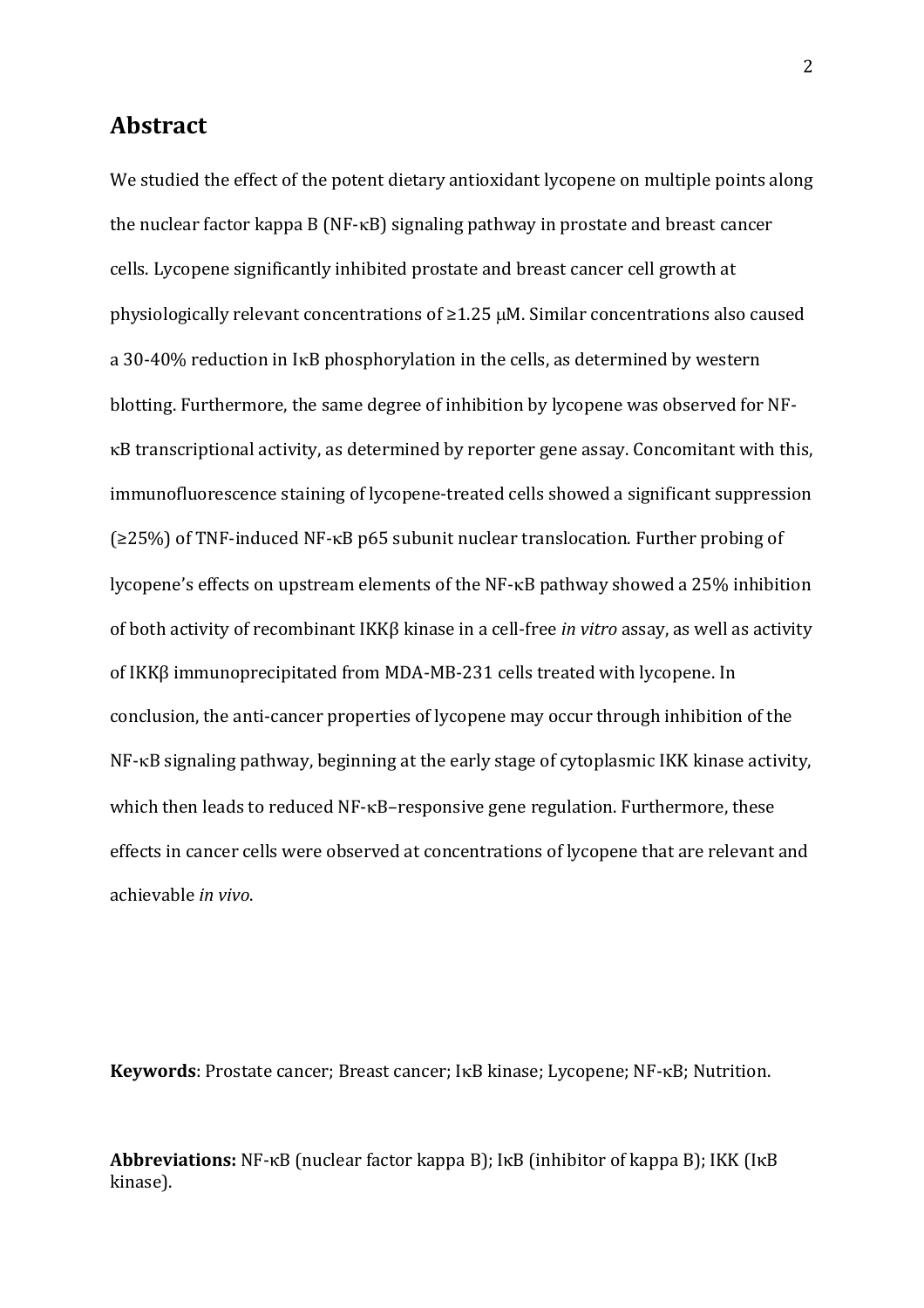## Abstract

We studied the effect of the potent dietary antioxidant lycopene on multiple points along the nuclear factor kappa B (NF-κB) signaling pathway in prostate and breast cancer cells. Lycopene significantly inhibited prostate and breast cancer cell growth at physiologically relevant concentrations of ≥1.25 μM. Similar concentrations also caused a 30-40% reduction in IκB phosphorylation in the cells, as determined by western blotting. Furthermore, the same degree of inhibition by lycopene was observed for NF-κB transcriptional activity, as determined by reporter gene assay. Concomitant with this, immunofluorescence staining of lycopene-treated cells showed a significant suppression (≥25%) of TNF-induced NF-κB p65 subunit nuclear translocation. Further probing of lycopene's effects on upstream elements of the NF-κB pathway showed a 25% inhibition of both activity of recombinant IKKβ kinase in a cell-free *in vitro* assay, as well as activity of IKKβ immunoprecipitated from MDA-MB-231 cells treated with lycopene. In conclusion, the anti-cancer properties of lycopene may occur through inhibition of the NF-κB signaling pathway, beginning at the early stage of cytoplasmic IKK kinase activity, which then leads to reduced NF-κB–responsive gene regulation. Furthermore, these effects in cancer cells were observed at concentrations of lycopene that are relevant and achievable *in vivo*.

**Keywords**: Prostate cancer; Breast cancer; IκB kinase; Lycopene; NF-κB; Nutrition.

**Abbreviations:** NF-κB (nuclear factor kappa B); IκB (inhibitor of kappa B); IKK (IκB kinase).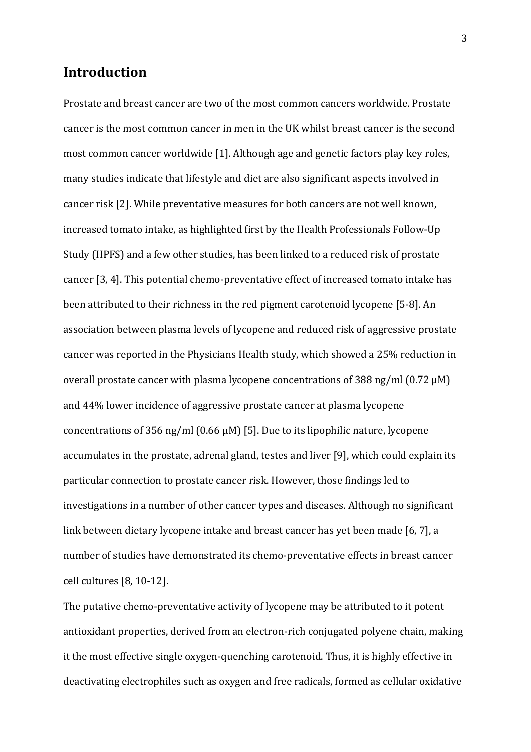## Introduction

Prostate and breast cancer are two of the most common cancers worldwide. Prostate cancer is the most common cancer in men in the UK whilst breast cancer is the second most common cancer worldwide [1]. Although age and genetic factors play key roles, many studies indicate that lifestyle and diet are also significant aspects involved in cancer risk [2]. While preventative measures for both cancers are not well known, increased tomato intake, as highlighted first by the Health Professionals Follow-Up Study (HPFS) and a few other studies, has been linked to a reduced risk of prostate cancer [3, 4]. This potential chemo-preventative effect of increased tomato intake has been attributed to their richness in the red pigment carotenoid lycopene [5-8]. An association between plasma levels of lycopene and reduced risk of aggressive prostate cancer was reported in the Physicians Health study, which showed a 25% reduction in overall prostate cancer with plasma lycopene concentrations of 388 ng/ml (0.72 μM) and 44% lower incidence of aggressive prostate cancer at plasma lycopene concentrations of 356 ng/ml (0.66 μM) [5]. Due to its lipophilic nature, lycopene accumulates in the prostate, adrenal gland, testes and liver [9], which could explain its particular connection to prostate cancer risk. However, those findings led to investigations in a number of other cancer types and diseases. Although no significant link between dietary lycopene intake and breast cancer has yet been made [6, 7], a number of studies have demonstrated its chemo-preventative effects in breast cancer cell cultures [8, 10-12].

The putative chemo-preventative activity of lycopene may be attributed to it potent antioxidant properties, derived from an electron-rich conjugated polyene chain, making it the most effective single oxygen-quenching carotenoid. Thus, it is highly effective in deactivating electrophiles such as oxygen and free radicals, formed as cellular oxidative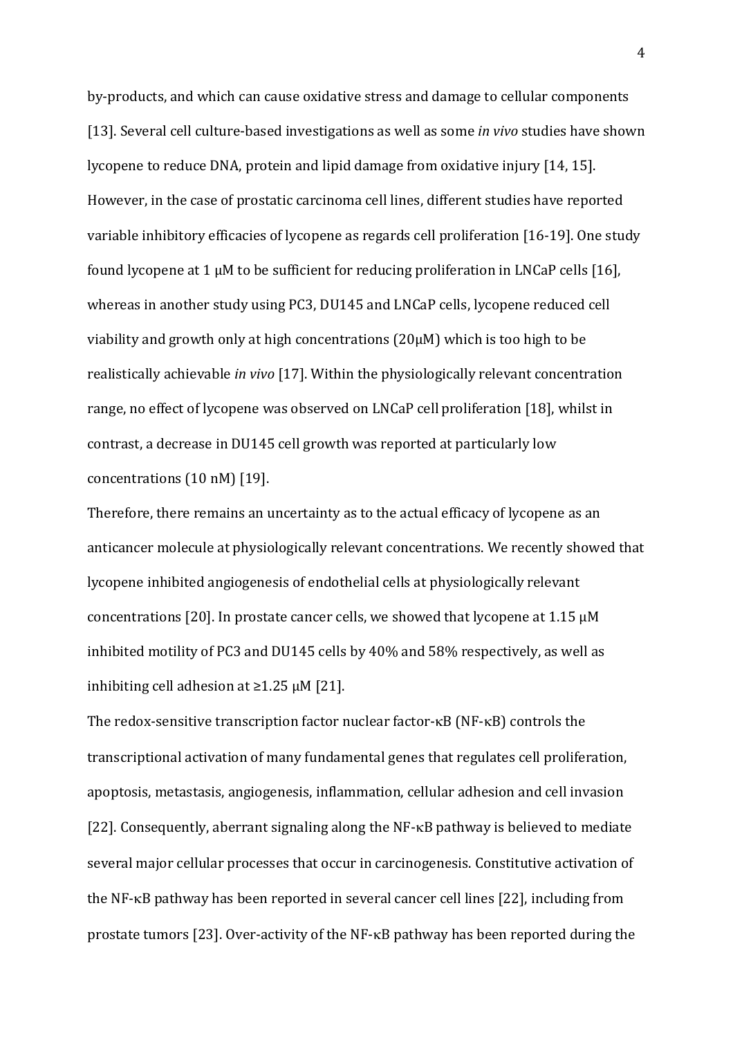by-products, and which can cause oxidative stress and damage to cellular components [13]. Several cell culture-based investigations as well as some *in vivo* studies have shown lycopene to reduce DNA, protein and lipid damage from oxidative injury [14, 15]. However, in the case of prostatic carcinoma cell lines, different studies have reported variable inhibitory efficacies of lycopene as regards cell proliferation [16-19]. One study found lycopene at 1 μM to be sufficient for reducing proliferation in LNCaP cells [16], whereas in another study using PC3, DU145 and LNCaP cells, lycopene reduced cell viability and growth only at high concentrations (20μM) which is too high to be realistically achievable *in vivo* [17]. Within the physiologically relevant concentration range, no effect of lycopene was observed on LNCaP cell proliferation [18], whilst in contrast, a decrease in DU145 cell growth was reported at particularly low concentrations (10 nM) [19].

Therefore, there remains an uncertainty as to the actual efficacy of lycopene as an anticancer molecule at physiologically relevant concentrations. We recently showed that lycopene inhibited angiogenesis of endothelial cells at physiologically relevant concentrations [20]. In prostate cancer cells, we showed that lycopene at 1.15 μM inhibited motility of PC3 and DU145 cells by 40% and 58% respectively, as well as inhibiting cell adhesion at ≥1.25 μM [21].

The redox-sensitive transcription factor nuclear factor-κB (NF-κB) controls the transcriptional activation of many fundamental genes that regulates cell proliferation, apoptosis, metastasis, angiogenesis, inflammation, cellular adhesion and cell invasion [22]. Consequently, aberrant signaling along the NF-κB pathway is believed to mediate several major cellular processes that occur in carcinogenesis. Constitutive activation of the NF-κB pathway has been reported in several cancer cell lines [22], including from prostate tumors [23]. Over-activity of the NF-κB pathway has been reported during the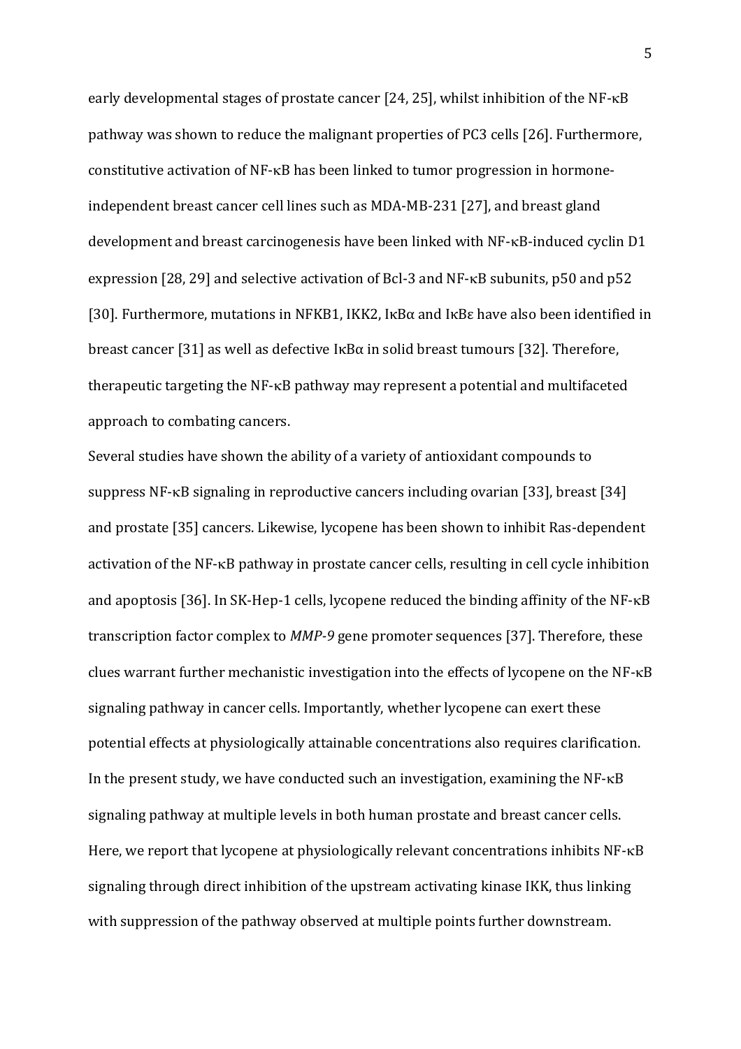early developmental stages of prostate cancer [24, 25], whilst inhibition of the NF-κB pathway was shown to reduce the malignant properties of PC3 cells [26]. Furthermore, constitutive activation of NF-κB has been linked to tumor progression in hormone-independent breast cancer cell lines such as MDA-MB-231 [27], and breast gland development and breast carcinogenesis have been linked with NF-κB-induced cyclin D1 expression [28, 29] and selective activation of Bcl-3 and NF-κB subunits, p50 and p52 [30]. Furthermore, mutations in NFKB1, IKK2, IκBα and IκBε have also been identified in breast cancer [31] as well as defective IκBα in solid breast tumours [32]. Therefore, therapeutic targeting the NF-κB pathway may represent a potential and multifaceted approach to combating cancers.

Several studies have shown the ability of a variety of antioxidant compounds to suppress NF-κB signaling in reproductive cancers including ovarian [33], breast [34] and prostate [35] cancers. Likewise, lycopene has been shown to inhibit Ras-dependent activation of the NF-κB pathway in prostate cancer cells, resulting in cell cycle inhibition and apoptosis [36]. In SK-Hep-1 cells, lycopene reduced the binding affinity of the NF-κB transcription factor complex to *MMP-9* gene promoter sequences [37]. Therefore, these clues warrant further mechanistic investigation into the effects of lycopene on the NF-κB signaling pathway in cancer cells. Importantly, whether lycopene can exert these potential effects at physiologically attainable concentrations also requires clarification. In the present study, we have conducted such an investigation, examining the NF-κB signaling pathway at multiple levels in both human prostate and breast cancer cells. Here, we report that lycopene at physiologically relevant concentrations inhibits NF-κB signaling through direct inhibition of the upstream activating kinase IKK, thus linking with suppression of the pathway observed at multiple points further downstream.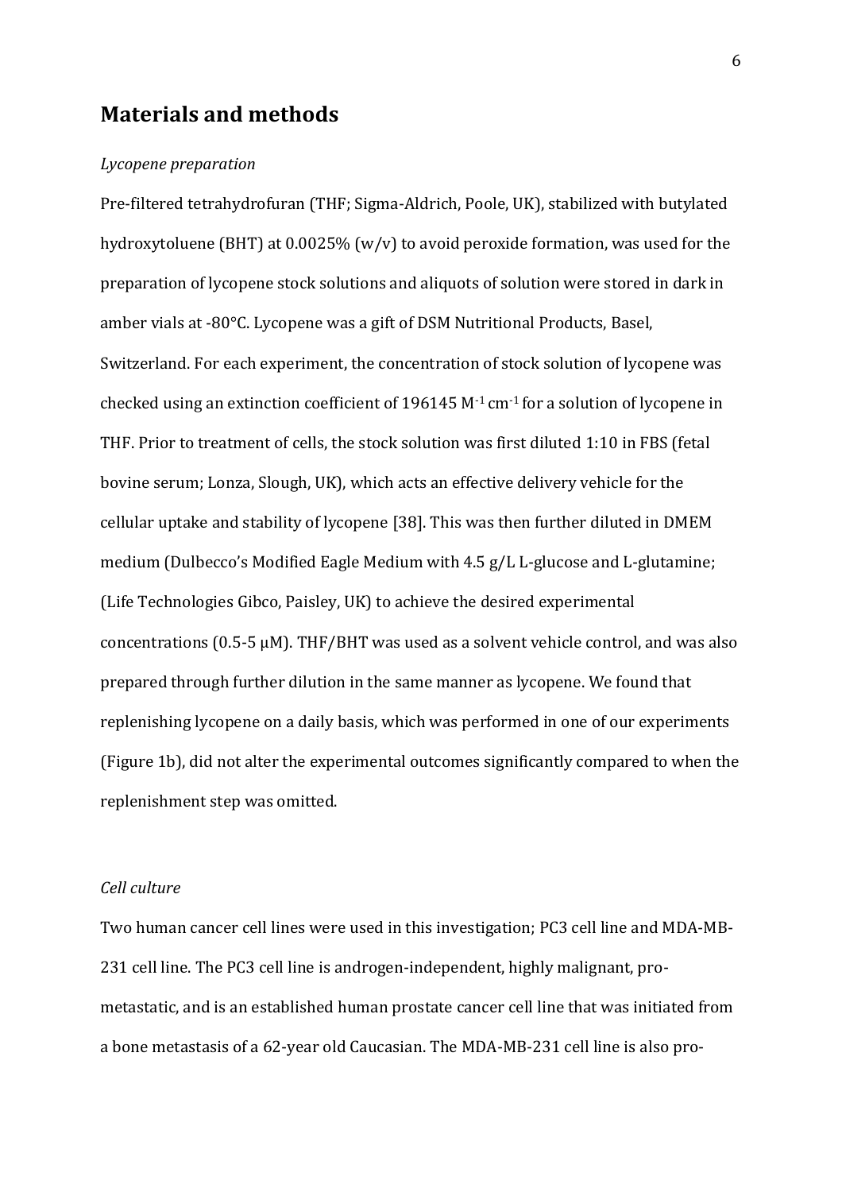## Materials and methods

*Lycopene preparation*

Pre-filtered tetrahydrofuran (THF; Sigma-Aldrich, Poole, UK), stabilized with butylated hydroxytoluene (BHT) at 0.0025% (w/v) to avoid peroxide formation, was used for the preparation of lycopene stock solutions and aliquots of solution were stored in dark in amber vials at -80°C. Lycopene was a gift of DSM Nutritional Products, Basel, Switzerland. For each experiment, the concentration of stock solution of lycopene was checked using an extinction coefficient of 196145 $M^{-1}$ $cm^{-1}$ for a solution of lycopene in THF. Prior to treatment of cells, the stock solution was first diluted 1:10 in FBS (fetal bovine serum; Lonza, Slough, UK), which acts an effective delivery vehicle for the cellular uptake and stability of lycopene [38]. This was then further diluted in DMEM medium (Dulbecco's Modified Eagle Medium with 4.5 g/L L-glucose and L-glutamine; (Life Technologies Gibco, Paisley, UK) to achieve the desired experimental concentrations (0.5-5 μM). THF/BHT was used as a solvent vehicle control, and was also prepared through further dilution in the same manner as lycopene. We found that replenishing lycopene on a daily basis, which was performed in one of our experiments (Figure 1b), did not alter the experimental outcomes significantly compared to when the replenishment step was omitted.

*Cell culture*

Two human cancer cell lines were used in this investigation; PC3 cell line and MDA-MB-231 cell line. The PC3 cell line is androgen-independent, highly malignant, pro-metastatic, and is an established human prostate cancer cell line that was initiated from a bone metastasis of a 62-year old Caucasian. The MDA-MB-231 cell line is also pro-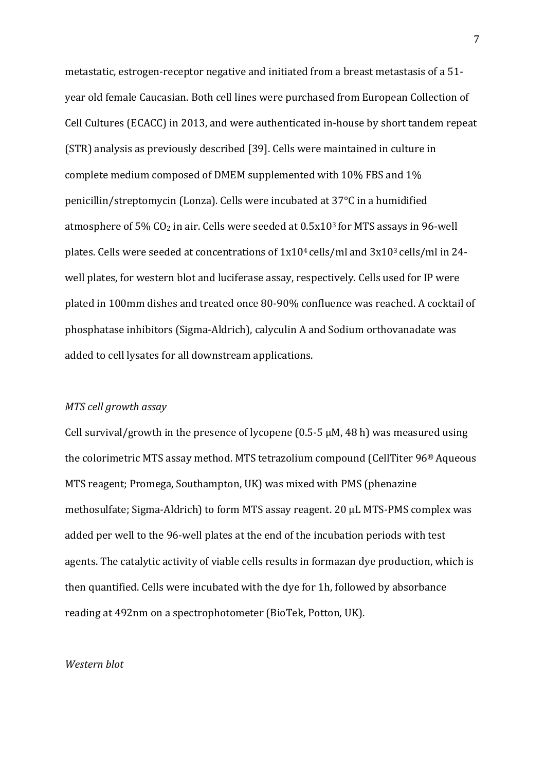metastatic, estrogen-receptor negative and initiated from a breast metastasis of a 51-year old female Caucasian. Both cell lines were purchased from European Collection of Cell Cultures (ECACC) in 2013, and were authenticated in-house by short tandem repeat (STR) analysis as previously described [39]. Cells were maintained in culture in complete medium composed of DMEM supplemented with 10% FBS and 1% penicillin/streptomycin (Lonza). Cells were incubated at 37°C in a humidified atmosphere of 5% $CO_2$ in air. Cells were seeded at $0.5 \times 10^3$ for MTS assays in 96-well plates. Cells were seeded at concentrations of $1 \times 10^4$ cells/ml and $3 \times 10^3$ cells/ml in 24-well plates, for western blot and luciferase assay, respectively. Cells used for IP were plated in 100mm dishes and treated once 80-90% confluence was reached. A cocktail of phosphatase inhibitors (Sigma-Aldrich), calyculin A and Sodium orthovanadate was added to cell lysates for all downstream applications.

*MTS cell growth assay*

Cell survival/growth in the presence of lycopene (0.5-5 μM, 48 h) was measured using the colorimetric MTS assay method. MTS tetrazolium compound (CellTiter 96® Aqueous MTS reagent; Promega, Southampton, UK) was mixed with PMS (phenazine methosulfate; Sigma-Aldrich) to form MTS assay reagent. 20 μL MTS-PMS complex was added per well to the 96-well plates at the end of the incubation periods with test agents. The catalytic activity of viable cells results in formazan dye production, which is then quantified. Cells were incubated with the dye for 1h, followed by absorbance reading at 492nm on a spectrophotometer (BioTek, Potton, UK).

*Western blot*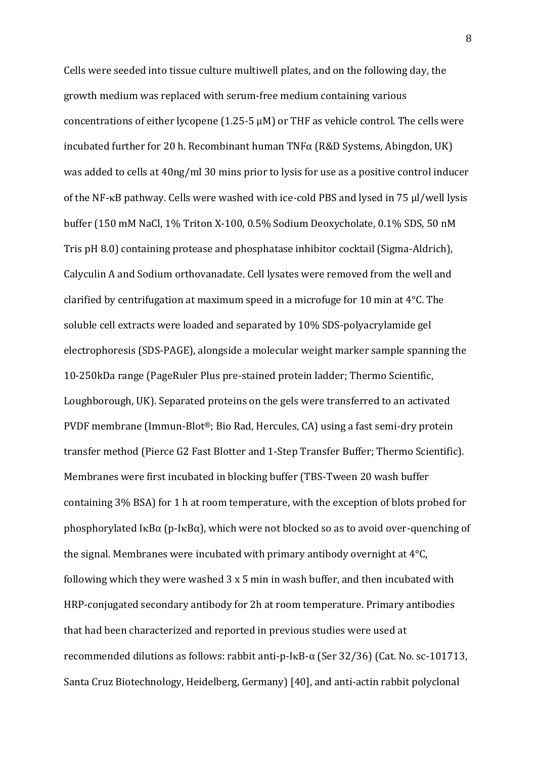Cells were seeded into tissue culture multiwell plates, and on the following day, the growth medium was replaced with serum-free medium containing various concentrations of either lycopene (1.25-5 μM) or THF as vehicle control. The cells were incubated further for 20 h. Recombinant human TNFα (R&D Systems, Abingdon, UK) was added to cells at 40ng/ml 30 mins prior to lysis for use as a positive control inducer of the NF-κB pathway. Cells were washed with ice-cold PBS and lysed in 75 μl/well lysis buffer (150 mM NaCl, 1% Triton X-100, 0.5% Sodium Deoxycholate, 0.1% SDS, 50 nM Tris pH 8.0) containing protease and phosphatase inhibitor cocktail (Sigma-Aldrich), Calyculin A and Sodium orthovanadate. Cell lysates were removed from the well and clarified by centrifugation at maximum speed in a microfuge for 10 min at 4°C. The soluble cell extracts were loaded and separated by 10% SDS-polyacrylamide gel electrophoresis (SDS-PAGE), alongside a molecular weight marker sample spanning the 10-250kDa range (PageRuler Plus pre-stained protein ladder; Thermo Scientific, Loughborough, UK). Separated proteins on the gels were transferred to an activated PVDF membrane (Immun-Blot®; Bio Rad, Hercules, CA) using a fast semi-dry protein transfer method (Pierce G2 Fast Blotter and 1-Step Transfer Buffer; Thermo Scientific). Membranes were first incubated in blocking buffer (TBS-Tween 20 wash buffer containing 3% BSA) for 1 h at room temperature, with the exception of blots probed for phosphorylated IκBα (p-IκBα), which were not blocked so as to avoid over-quenching of the signal. Membranes were incubated with primary antibody overnight at 4°C, following which they were washed 3 x 5 min in wash buffer, and then incubated with HRP-conjugated secondary antibody for 2h at room temperature. Primary antibodies that had been characterized and reported in previous studies were used at recommended dilutions as follows: rabbit anti-p-IκB-α (Ser 32/36) (Cat. No. sc-101713, Santa Cruz Biotechnology, Heidelberg, Germany) [40], and anti-actin rabbit polyclonal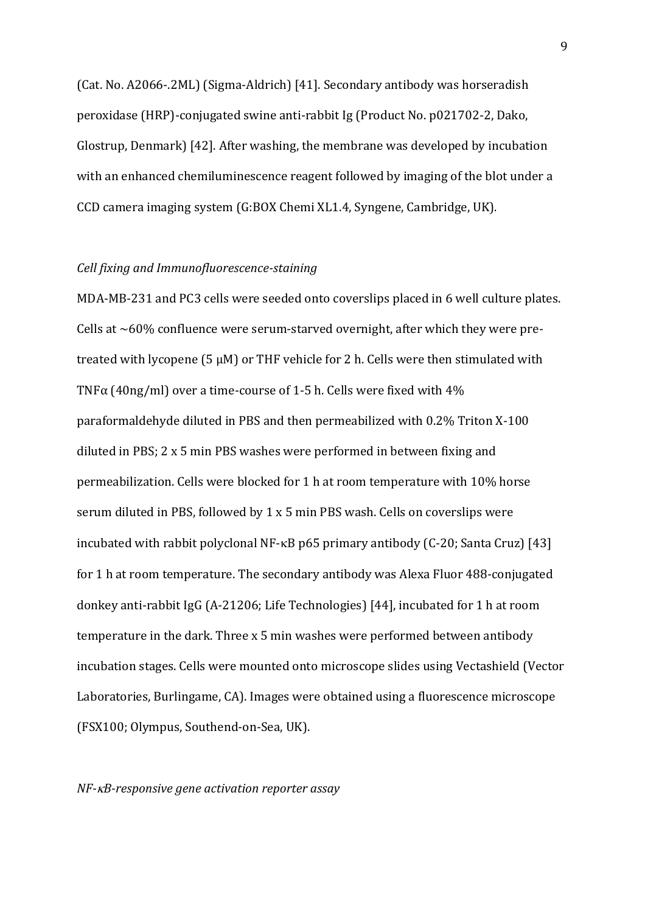(Cat. No. A2066-.2ML) (Sigma-Aldrich) [41]. Secondary antibody was horseradish peroxidase (HRP)-conjugated swine anti-rabbit Ig (Product No. p021702-2, Dako, Glostrup, Denmark) [42]. After washing, the membrane was developed by incubation with an enhanced chemiluminescence reagent followed by imaging of the blot under a CCD camera imaging system (G:BOX Chemi XL1.4, Syngene, Cambridge, UK).

*Cell fixing and Immunofluorescence-staining*

MDA-MB-231 and PC3 cells were seeded onto coverslips placed in 6 well culture plates. Cells at ~60% confluence were serum-starved overnight, after which they were pre-treated with lycopene (5 μM) or THF vehicle for 2 h. Cells were then stimulated with TNFα (40ng/ml) over a time-course of 1-5 h. Cells were fixed with 4% paraformaldehyde diluted in PBS and then permeabilized with 0.2% Triton X-100 diluted in PBS; 2 x 5 min PBS washes were performed in between fixing and permeabilization. Cells were blocked for 1 h at room temperature with 10% horse serum diluted in PBS, followed by 1 x 5 min PBS wash. Cells on coverslips were incubated with rabbit polyclonal NF-κB p65 primary antibody (C-20; Santa Cruz) [43] for 1 h at room temperature. The secondary antibody was Alexa Fluor 488-conjugated donkey anti-rabbit IgG (A-21206; Life Technologies) [44], incubated for 1 h at room temperature in the dark. Three x 5 min washes were performed between antibody incubation stages. Cells were mounted onto microscope slides using Vectashield (Vector Laboratories, Burlingame, CA). Images were obtained using a fluorescence microscope (FSX100; Olympus, Southend-on-Sea, UK).

*NF-κB-responsive gene activation reporter assay*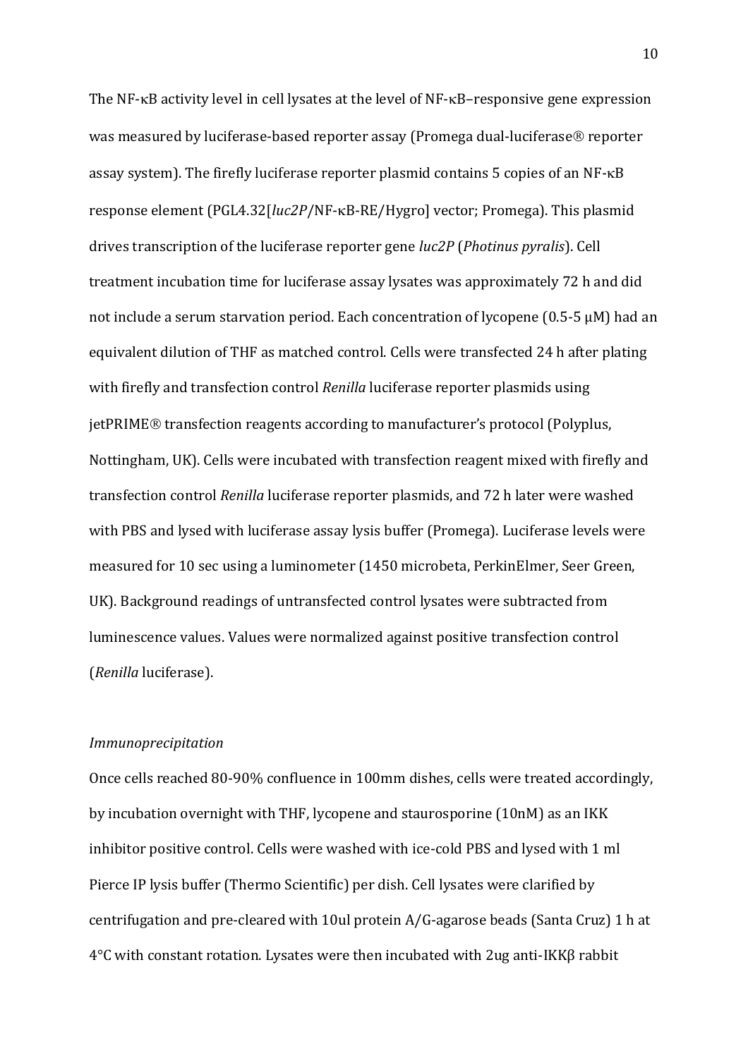The NF-κB activity level in cell lysates at the level of NF-κB–responsive gene expression was measured by luciferase-based reporter assay (Promega dual-luciferase® reporter assay system). The firefly luciferase reporter plasmid contains 5 copies of an NF-κB response element (PGL4.32[*luc2P*/NF-κB-RE/Hygro] vector; Promega). This plasmid drives transcription of the luciferase reporter gene *luc2P* (*Photinus pyralis*). Cell treatment incubation time for luciferase assay lysates was approximately 72 h and did not include a serum starvation period. Each concentration of lycopene (0.5-5 μM) had an equivalent dilution of THF as matched control. Cells were transfected 24 h after plating with firefly and transfection control *Renilla* luciferase reporter plasmids using jetPRIME® transfection reagents according to manufacturer's protocol (Polyplus, Nottingham, UK). Cells were incubated with transfection reagent mixed with firefly and transfection control *Renilla* luciferase reporter plasmids, and 72 h later were washed with PBS and lysed with luciferase assay lysis buffer (Promega). Luciferase levels were measured for 10 sec using a luminometer (1450 microbeta, PerkinElmer, Seer Green, UK). Background readings of untransfected control lysates were subtracted from luminescence values. Values were normalized against positive transfection control (*Renilla* luciferase).

*Immunoprecipitation*

Once cells reached 80-90% confluence in 100mm dishes, cells were treated accordingly, by incubation overnight with THF, lycopene and staurosporine (10nM) as an IKK inhibitor positive control. Cells were washed with ice-cold PBS and lysed with 1 ml Pierce IP lysis buffer (Thermo Scientific) per dish. Cell lysates were clarified by centrifugation and pre-cleared with 10ul protein A/G-agarose beads (Santa Cruz) 1 h at 4°C with constant rotation. Lysates were then incubated with 2ug anti-IKKβ rabbit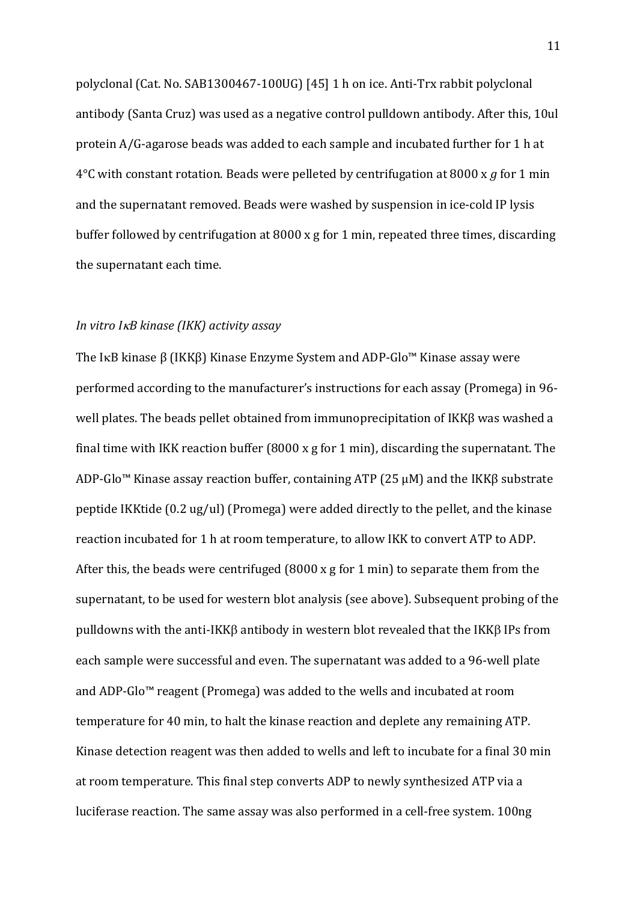polyclonal (Cat. No. SAB1300467-100UG) [45] 1 h on ice. Anti-Trx rabbit polyclonal antibody (Santa Cruz) was used as a negative control pulldown antibody. After this, 10ul protein A/G-agarose beads was added to each sample and incubated further for 1 h at 4°C with constant rotation. Beads were pelleted by centrifugation at 8000 x *g* for 1 min and the supernatant removed. Beads were washed by suspension in ice-cold IP lysis buffer followed by centrifugation at 8000 x g for 1 min, repeated three times, discarding the supernatant each time.

*In vitro IκB kinase (IKK) activity assay*

The IκB kinase β (IKKβ) Kinase Enzyme System and ADP-Glo™ Kinase assay were performed according to the manufacturer's instructions for each assay (Promega) in 96-well plates. The beads pellet obtained from immunoprecipitation of IKKβ was washed a final time with IKK reaction buffer (8000 x g for 1 min), discarding the supernatant. The ADP-Glo™ Kinase assay reaction buffer, containing ATP (25 μM) and the IKKβ substrate peptide IKKtide (0.2 ug/ul) (Promega) were added directly to the pellet, and the kinase reaction incubated for 1 h at room temperature, to allow IKK to convert ATP to ADP. After this, the beads were centrifuged (8000 x g for 1 min) to separate them from the supernatant, to be used for western blot analysis (see above). Subsequent probing of the pulldowns with the anti-IKKβ antibody in western blot revealed that the IKKβ IPs from each sample were successful and even. The supernatant was added to a 96-well plate and ADP-Glo™ reagent (Promega) was added to the wells and incubated at room temperature for 40 min, to halt the kinase reaction and deplete any remaining ATP. Kinase detection reagent was then added to wells and left to incubate for a final 30 min at room temperature. This final step converts ADP to newly synthesized ATP via a luciferase reaction. The same assay was also performed in a cell-free system. 100ng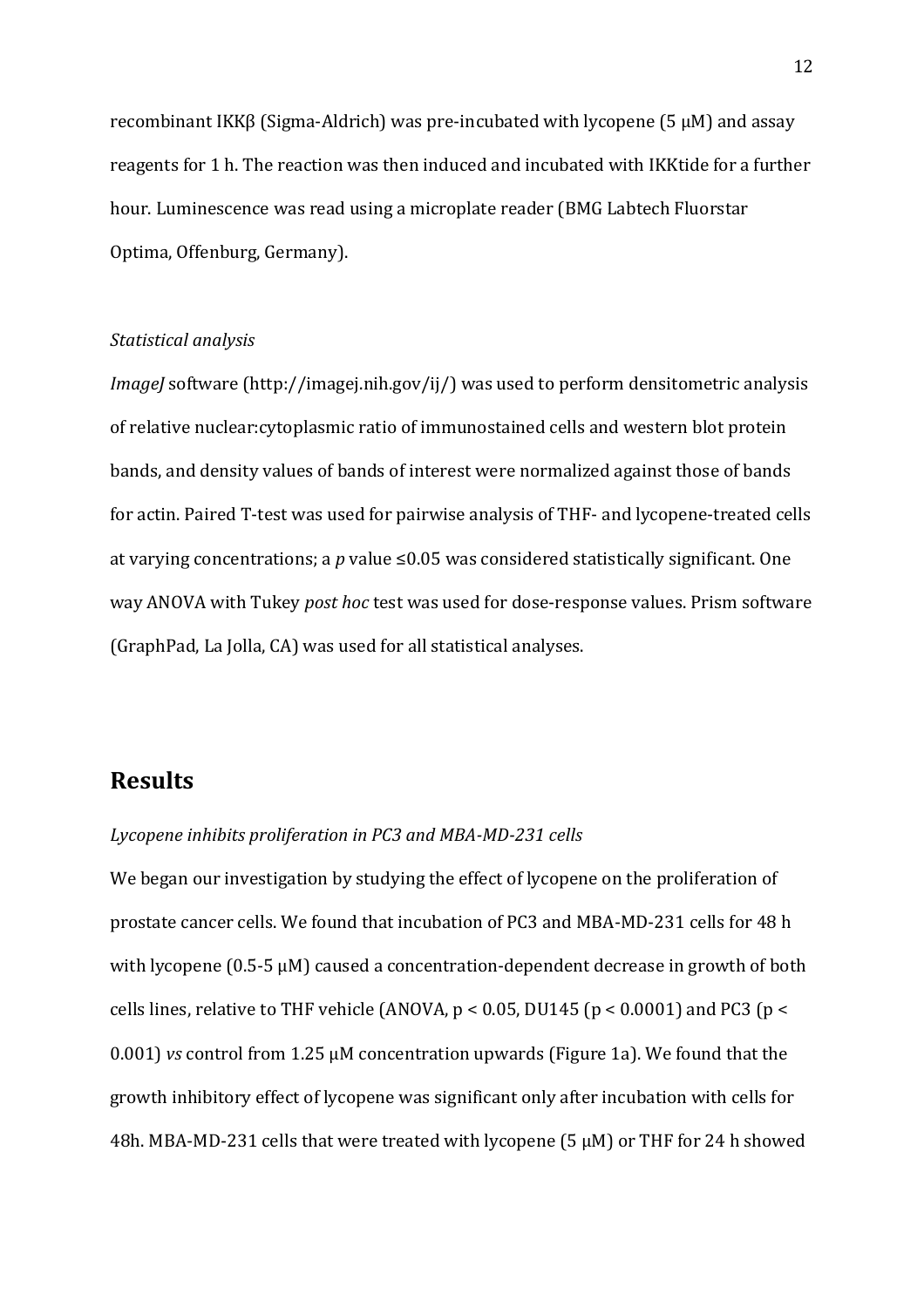recombinant IKKβ (Sigma-Aldrich) was pre-incubated with lycopene (5 μM) and assay reagents for 1 h. The reaction was then induced and incubated with IKKtide for a further hour. Luminescence was read using a microplate reader (BMG Labtech Fluorstar Optima, Offenburg, Germany).

*Statistical analysis*

*ImageJ* software (http://imagej.nih.gov/ij/) was used to perform densitometric analysis of relative nuclear:cytoplasmic ratio of immunostained cells and western blot protein bands, and density values of bands of interest were normalized against those of bands for actin. Paired T-test was used for pairwise analysis of THF- and lycopene-treated cells at varying concentrations; a *p* value ≤0.05 was considered statistically significant. One way ANOVA with Tukey *post hoc* test was used for dose-response values. Prism software (GraphPad, La Jolla, CA) was used for all statistical analyses.

# Results

*Lycopene inhibits proliferation in PC3 and MBA-MD-231 cells*

We began our investigation by studying the effect of lycopene on the proliferation of prostate cancer cells. We found that incubation of PC3 and MBA-MD-231 cells for 48 h with lycopene (0.5-5 μM) caused a concentration-dependent decrease in growth of both cells lines, relative to THF vehicle (ANOVA, $p < 0.05$, DU145 ($p < 0.0001$) and PC3 ($p < 0.001$) *vs* control from 1.25 μM concentration upwards (Figure 1a). We found that the growth inhibitory effect of lycopene was significant only after incubation with cells for 48h. MBA-MD-231 cells that were treated with lycopene (5 μM) or THF for 24 h showed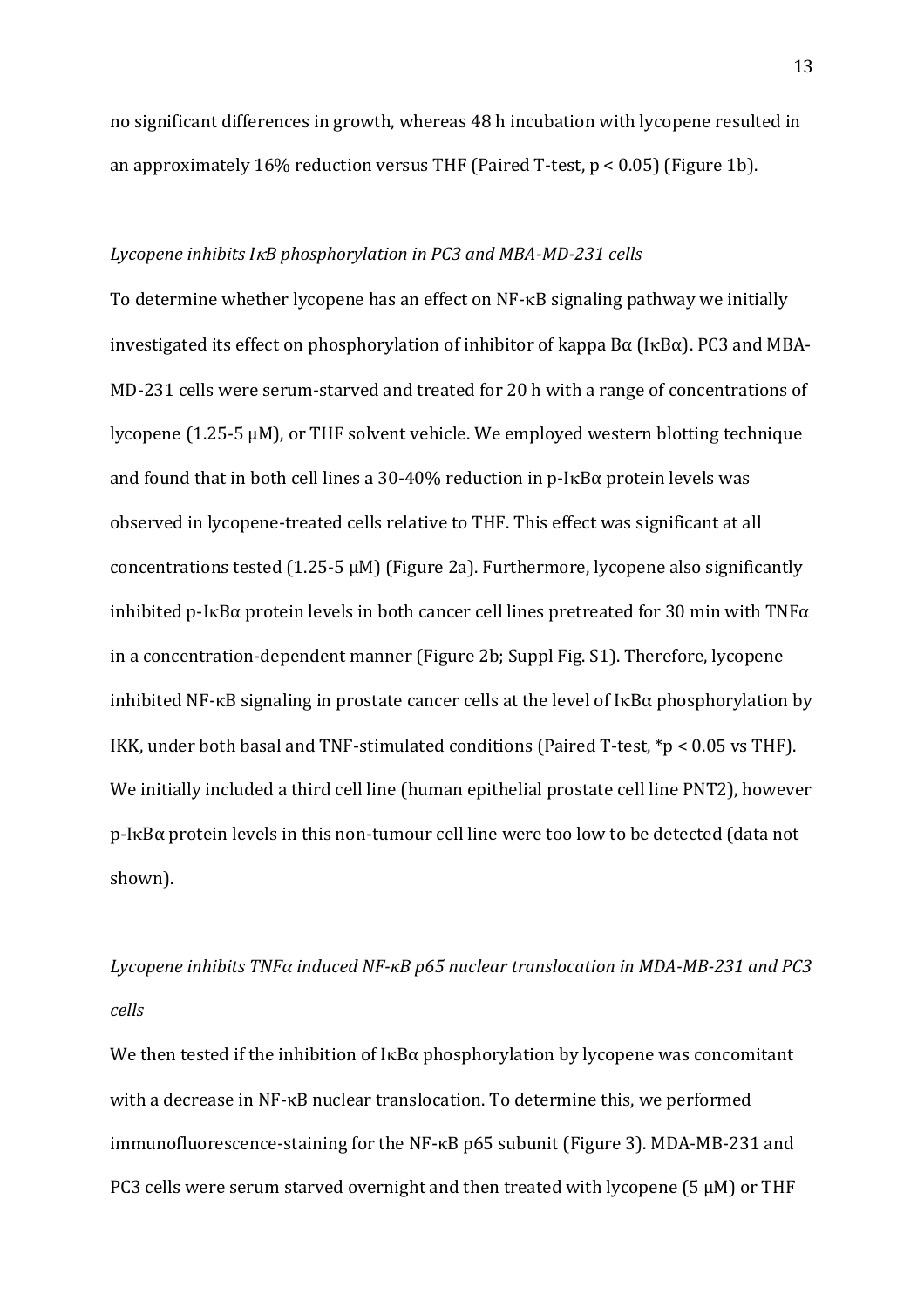no significant differences in growth, whereas 48 h incubation with lycopene resulted in an approximately 16% reduction versus THF (Paired T-test, $p < 0.05$) (Figure 1b).

*Lycopene inhibits IκB phosphorylation in PC3 and MBA-MD-231 cells*

To determine whether lycopene has an effect on NF-κB signaling pathway we initially investigated its effect on phosphorylation of inhibitor of kappa Bα (IκBα). PC3 and MBA-MD-231 cells were serum-starved and treated for 20 h with a range of concentrations of lycopene (1.25-5 μM), or THF solvent vehicle. We employed western blotting technique and found that in both cell lines a 30-40% reduction in p-IκBα protein levels was observed in lycopene-treated cells relative to THF. This effect was significant at all concentrations tested (1.25-5 μM) (Figure 2a). Furthermore, lycopene also significantly inhibited p-IκBα protein levels in both cancer cell lines pretreated for 30 min with TNFα in a concentration-dependent manner (Figure 2b; Suppl Fig. S1). Therefore, lycopene inhibited NF-κB signaling in prostate cancer cells at the level of IκBα phosphorylation by IKK, under both basal and TNF-stimulated conditions (Paired T-test, *$p < 0.05$ vs THF). We initially included a third cell line (human epithelial prostate cell line PNT2), however p-IκBα protein levels in this non-tumour cell line were too low to be detected (data not shown).

*Lycopene inhibits TNFα induced NF-κB p65 nuclear translocation in MDA-MB-231 and PC3 cells*

We then tested if the inhibition of IκBα phosphorylation by lycopene was concomitant with a decrease in NF-κB nuclear translocation. To determine this, we performed immunofluorescence-staining for the NF-κB p65 subunit (Figure 3). MDA-MB-231 and PC3 cells were serum starved overnight and then treated with lycopene (5 μM) or THF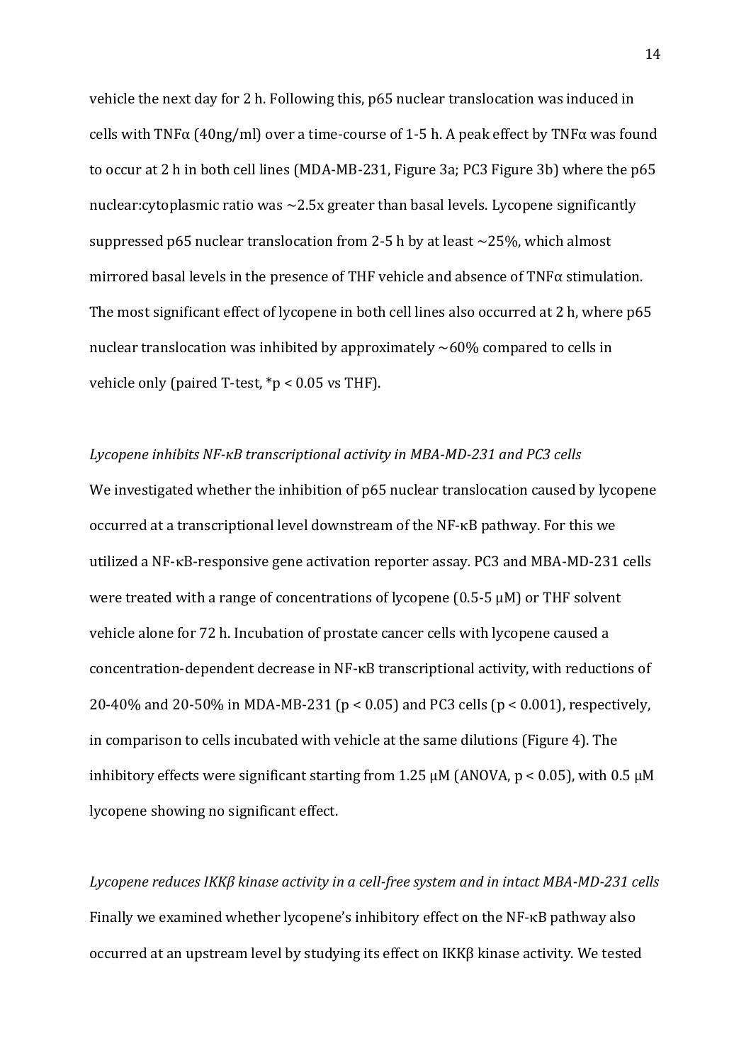vehicle the next day for 2 h. Following this, p65 nuclear translocation was induced in cells with TNFα (40ng/ml) over a time-course of 1-5 h. A peak effect by TNFα was found to occur at 2 h in both cell lines (MDA-MB-231, Figure 3a; PC3 Figure 3b) where the p65 nuclear:cytoplasmic ratio was ~2.5x greater than basal levels. Lycopene significantly suppressed p65 nuclear translocation from 2-5 h by at least ~25%, which almost mirrored basal levels in the presence of THF vehicle and absence of TNFα stimulation. The most significant effect of lycopene in both cell lines also occurred at 2 h, where p65 nuclear translocation was inhibited by approximately ~60% compared to cells in vehicle only (paired T-test, $*p < 0.05$ vs THF).

*Lycopene inhibits NF-κB transcriptional activity in MBA-MD-231 and PC3 cells*

We investigated whether the inhibition of p65 nuclear translocation caused by lycopene occurred at a transcriptional level downstream of the NF-κB pathway. For this we utilized a NF-κB-responsive gene activation reporter assay. PC3 and MBA-MD-231 cells were treated with a range of concentrations of lycopene (0.5-5 μM) or THF solvent vehicle alone for 72 h. Incubation of prostate cancer cells with lycopene caused a concentration-dependent decrease in NF-κB transcriptional activity, with reductions of 20-40% and 20-50% in MDA-MB-231 ($p < 0.05$) and PC3 cells ($p < 0.001$), respectively, in comparison to cells incubated with vehicle at the same dilutions (Figure 4). The inhibitory effects were significant starting from 1.25 μM (ANOVA, $p < 0.05$), with 0.5 μM lycopene showing no significant effect.

*Lycopene reduces IKKβ kinase activity in a cell-free system and in intact MBA-MD-231 cells*

Finally we examined whether lycopene's inhibitory effect on the NF-κB pathway also occurred at an upstream level by studying its effect on IKKβ kinase activity. We tested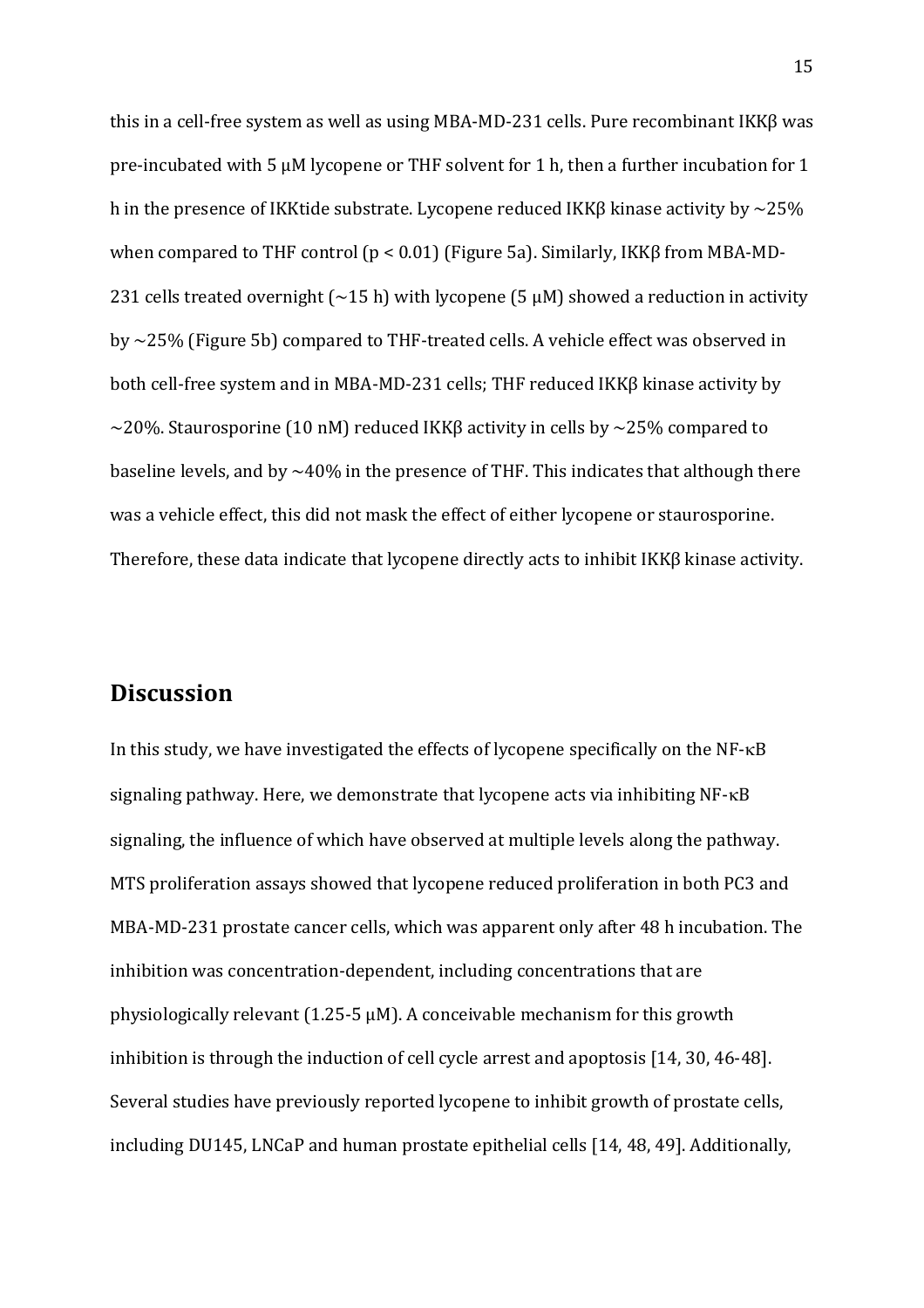this in a cell-free system as well as using MBA-MD-231 cells. Pure recombinant IKKβ was pre-incubated with 5 μM lycopene or THF solvent for 1 h, then a further incubation for 1 h in the presence of IKKtide substrate. Lycopene reduced IKKβ kinase activity by ~25% when compared to THF control ($p < 0.01$) (Figure 5a). Similarly, IKKβ from MBA-MD-231 cells treated overnight (~15 h) with lycopene (5 μM) showed a reduction in activity by ~25% (Figure 5b) compared to THF-treated cells. A vehicle effect was observed in both cell-free system and in MBA-MD-231 cells; THF reduced IKKβ kinase activity by ~20%. Staurosporine (10 nM) reduced IKKβ activity in cells by ~25% compared to baseline levels, and by ~40% in the presence of THF. This indicates that although there was a vehicle effect, this did not mask the effect of either lycopene or staurosporine. Therefore, these data indicate that lycopene directly acts to inhibit IKKβ kinase activity.

## Discussion

In this study, we have investigated the effects of lycopene specifically on the NF-κB signaling pathway. Here, we demonstrate that lycopene acts via inhibiting NF-κB signaling, the influence of which have observed at multiple levels along the pathway. MTS proliferation assays showed that lycopene reduced proliferation in both PC3 and MBA-MD-231 prostate cancer cells, which was apparent only after 48 h incubation. The inhibition was concentration-dependent, including concentrations that are physiologically relevant (1.25-5 μM). A conceivable mechanism for this growth inhibition is through the induction of cell cycle arrest and apoptosis [14, 30, 46-48]. Several studies have previously reported lycopene to inhibit growth of prostate cells, including DU145, LNCaP and human prostate epithelial cells [14, 48, 49]. Additionally,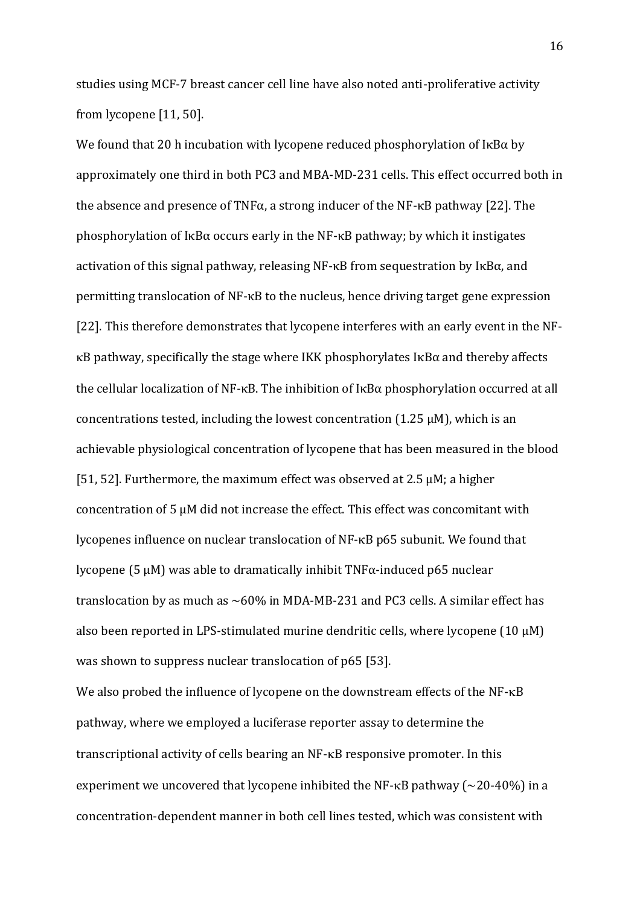studies using MCF-7 breast cancer cell line have also noted anti-proliferative activity from lycopene [11, 50].

We found that 20 h incubation with lycopene reduced phosphorylation of IκBα by approximately one third in both PC3 and MBA-MD-231 cells. This effect occurred both in the absence and presence of TNFα, a strong inducer of the NF-κB pathway [22]. The phosphorylation of IκBα occurs early in the NF-κB pathway; by which it instigates activation of this signal pathway, releasing NF-κB from sequestration by IκBα, and permitting translocation of NF-κB to the nucleus, hence driving target gene expression [22]. This therefore demonstrates that lycopene interferes with an early event in the NF-κB pathway, specifically the stage where IKK phosphorylates IκBα and thereby affects the cellular localization of NF-κB. The inhibition of IκBα phosphorylation occurred at all concentrations tested, including the lowest concentration (1.25 μM), which is an achievable physiological concentration of lycopene that has been measured in the blood [51, 52]. Furthermore, the maximum effect was observed at 2.5 μM; a higher concentration of 5 μM did not increase the effect. This effect was concomitant with lycopenes influence on nuclear translocation of NF-κB p65 subunit. We found that lycopene (5 μM) was able to dramatically inhibit TNFα-induced p65 nuclear translocation by as much as ~60% in MDA-MB-231 and PC3 cells. A similar effect has also been reported in LPS-stimulated murine dendritic cells, where lycopene (10 μM) was shown to suppress nuclear translocation of p65 [53].

We also probed the influence of lycopene on the downstream effects of the NF-κB pathway, where we employed a luciferase reporter assay to determine the transcriptional activity of cells bearing an NF-κB responsive promoter. In this experiment we uncovered that lycopene inhibited the NF-κB pathway (~20-40%) in a concentration-dependent manner in both cell lines tested, which was consistent with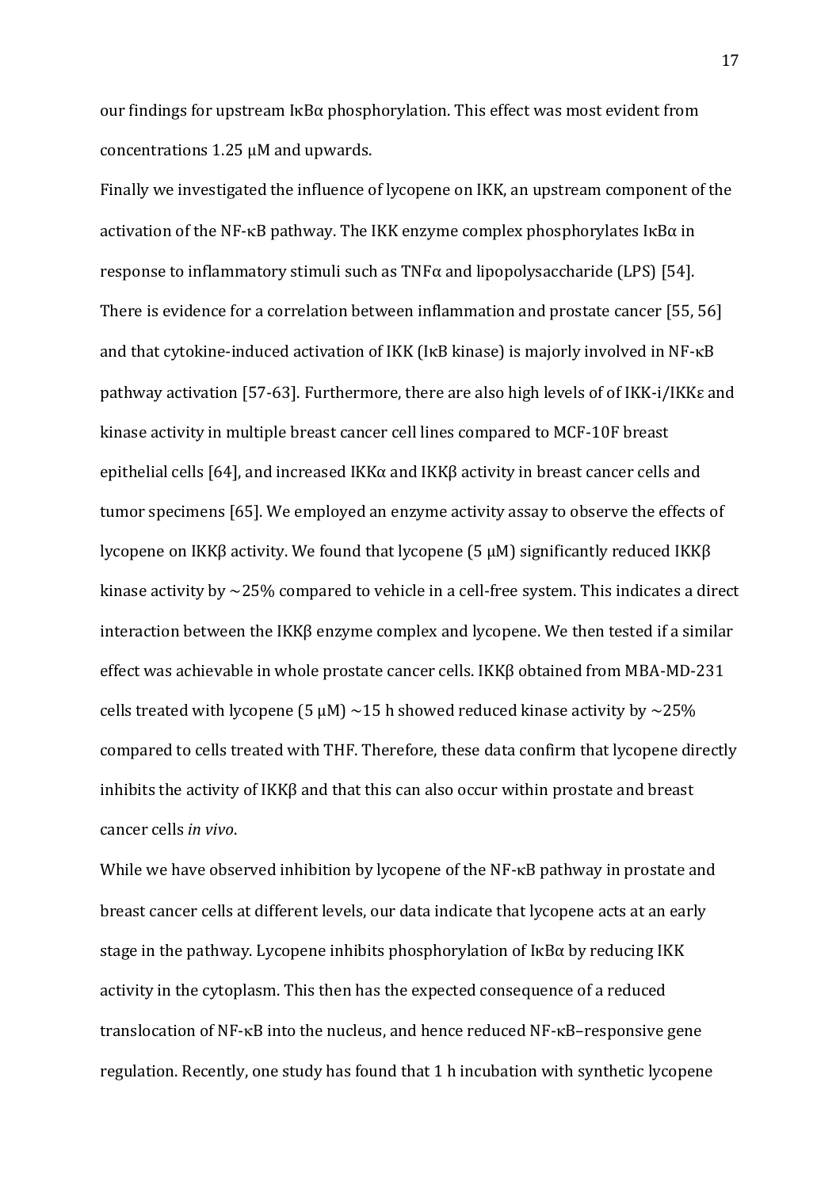our findings for upstream IκBα phosphorylation. This effect was most evident from concentrations 1.25 μM and upwards.

Finally we investigated the influence of lycopene on IKK, an upstream component of the activation of the NF-κB pathway. The IKK enzyme complex phosphorylates IκBα in response to inflammatory stimuli such as TNFα and lipopolysaccharide (LPS) [54]. There is evidence for a correlation between inflammation and prostate cancer [55, 56] and that cytokine-induced activation of IKK (IκB kinase) is majorly involved in NF-κB pathway activation [57-63]. Furthermore, there are also high levels of of IKK-i/IKKε and kinase activity in multiple breast cancer cell lines compared to MCF-10F breast epithelial cells [64], and increased IKKα and IKKβ activity in breast cancer cells and tumor specimens [65]. We employed an enzyme activity assay to observe the effects of lycopene on IKKβ activity. We found that lycopene (5 μM) significantly reduced IKKβ kinase activity by ~25% compared to vehicle in a cell-free system. This indicates a direct interaction between the IKKβ enzyme complex and lycopene. We then tested if a similar effect was achievable in whole prostate cancer cells. IKKβ obtained from MBA-MD-231 cells treated with lycopene (5 μM) ~15 h showed reduced kinase activity by ~25% compared to cells treated with THF. Therefore, these data confirm that lycopene directly inhibits the activity of IKKβ and that this can also occur within prostate and breast cancer cells *in vivo*.

While we have observed inhibition by lycopene of the NF-κB pathway in prostate and breast cancer cells at different levels, our data indicate that lycopene acts at an early stage in the pathway. Lycopene inhibits phosphorylation of IκBα by reducing IKK activity in the cytoplasm. This then has the expected consequence of a reduced translocation of NF-κB into the nucleus, and hence reduced NF-κB–responsive gene regulation. Recently, one study has found that 1 h incubation with synthetic lycopene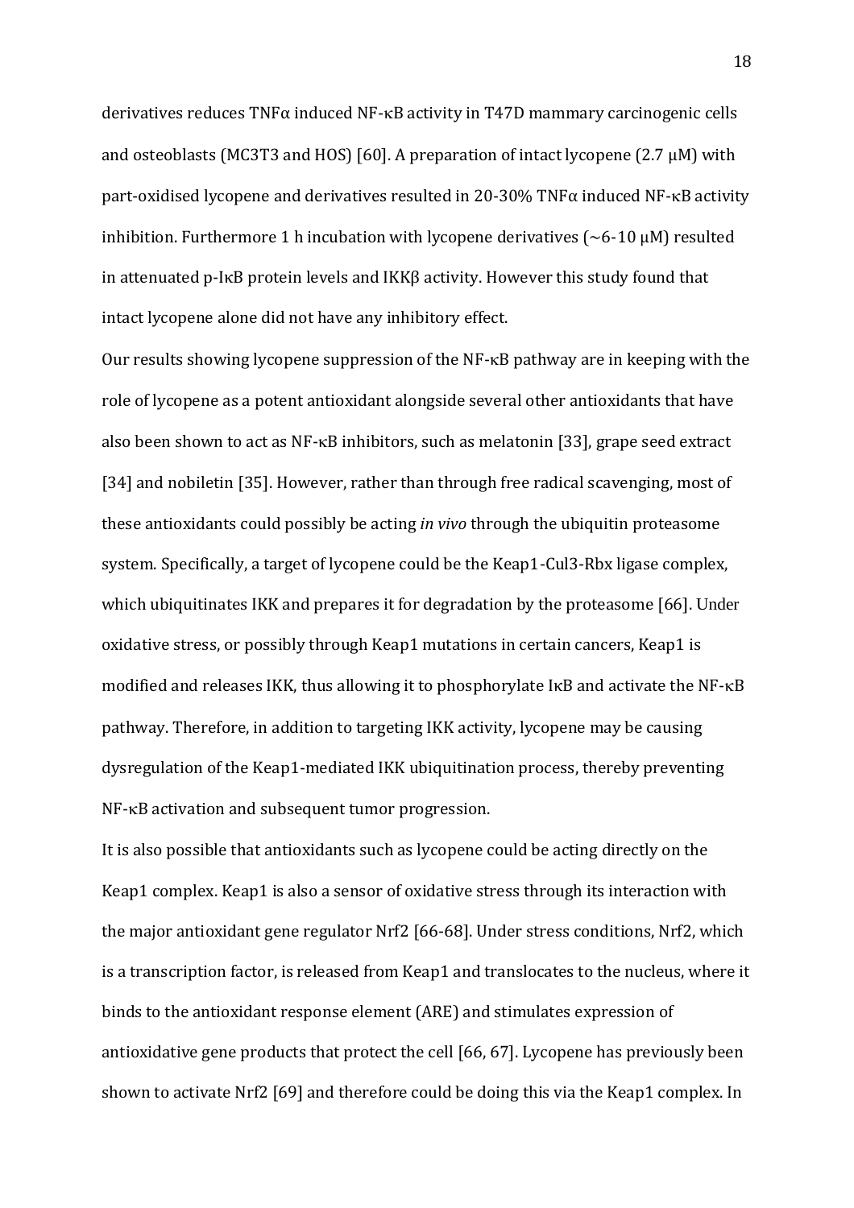derivatives reduces TNFα induced NF-κB activity in T47D mammary carcinogenic cells and osteoblasts (MC3T3 and HOS) [60]. A preparation of intact lycopene (2.7 μM) with part-oxidised lycopene and derivatives resulted in 20-30% TNFα induced NF-κB activity inhibition. Furthermore 1 h incubation with lycopene derivatives (~6-10 μM) resulted in attenuated p-IκB protein levels and IKKβ activity. However this study found that intact lycopene alone did not have any inhibitory effect.

Our results showing lycopene suppression of the NF-κB pathway are in keeping with the role of lycopene as a potent antioxidant alongside several other antioxidants that have also been shown to act as NF-κB inhibitors, such as melatonin [33], grape seed extract [34] and nobiletin [35]. However, rather than through free radical scavenging, most of these antioxidants could possibly be acting *in vivo* through the ubiquitin proteasome system. Specifically, a target of lycopene could be the Keap1-Cul3-Rbx ligase complex, which ubiquitinates IKK and prepares it for degradation by the proteasome [66]. Under oxidative stress, or possibly through Keap1 mutations in certain cancers, Keap1 is modified and releases IKK, thus allowing it to phosphorylate IκB and activate the NF-κB pathway. Therefore, in addition to targeting IKK activity, lycopene may be causing dysregulation of the Keap1-mediated IKK ubiquitination process, thereby preventing NF-κB activation and subsequent tumor progression.

It is also possible that antioxidants such as lycopene could be acting directly on the Keap1 complex. Keap1 is also a sensor of oxidative stress through its interaction with the major antioxidant gene regulator Nrf2 [66-68]. Under stress conditions, Nrf2, which is a transcription factor, is released from Keap1 and translocates to the nucleus, where it binds to the antioxidant response element (ARE) and stimulates expression of antioxidative gene products that protect the cell [66, 67]. Lycopene has previously been shown to activate Nrf2 [69] and therefore could be doing this via the Keap1 complex. In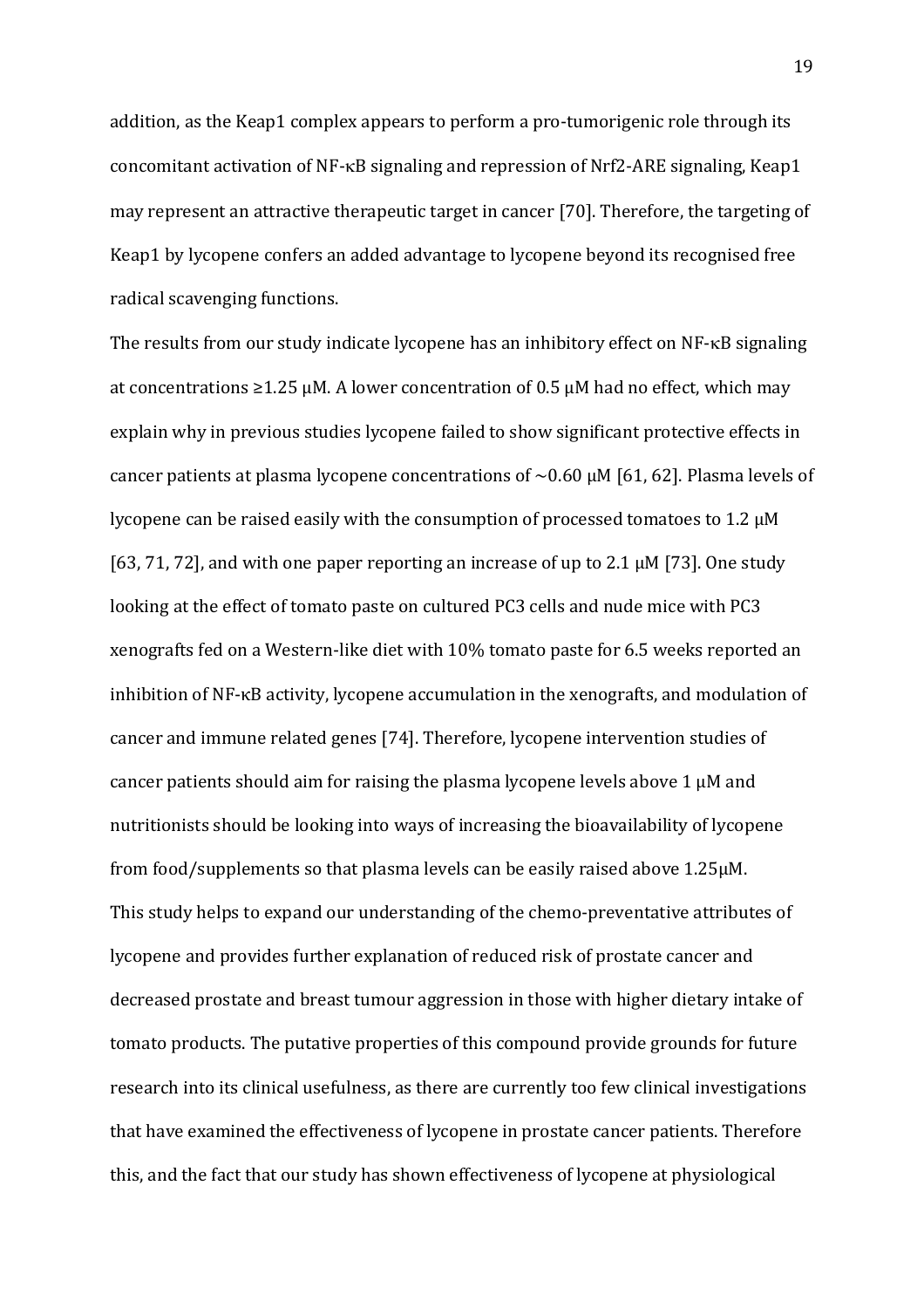addition, as the Keap1 complex appears to perform a pro-tumorigenic role through its concomitant activation of NF-κB signaling and repression of Nrf2-ARE signaling, Keap1 may represent an attractive therapeutic target in cancer [70]. Therefore, the targeting of Keap1 by lycopene confers an added advantage to lycopene beyond its recognised free radical scavenging functions.

The results from our study indicate lycopene has an inhibitory effect on NF-κB signaling at concentrations ≥1.25 µM. A lower concentration of 0.5 µM had no effect, which may explain why in previous studies lycopene failed to show significant protective effects in cancer patients at plasma lycopene concentrations of ~0.60 µM [61, 62]. Plasma levels of lycopene can be raised easily with the consumption of processed tomatoes to 1.2 µM [63, 71, 72], and with one paper reporting an increase of up to 2.1 µM [73]. One study looking at the effect of tomato paste on cultured PC3 cells and nude mice with PC3 xenografts fed on a Western-like diet with 10% tomato paste for 6.5 weeks reported an inhibition of NF-κB activity, lycopene accumulation in the xenografts, and modulation of cancer and immune related genes [74]. Therefore, lycopene intervention studies of cancer patients should aim for raising the plasma lycopene levels above 1 µM and nutritionists should be looking into ways of increasing the bioavailability of lycopene from food/supplements so that plasma levels can be easily raised above 1.25µM.

This study helps to expand our understanding of the chemo-preventative attributes of lycopene and provides further explanation of reduced risk of prostate cancer and decreased prostate and breast tumour aggression in those with higher dietary intake of tomato products. The putative properties of this compound provide grounds for future research into its clinical usefulness, as there are currently too few clinical investigations that have examined the effectiveness of lycopene in prostate cancer patients. Therefore this, and the fact that our study has shown effectiveness of lycopene at physiological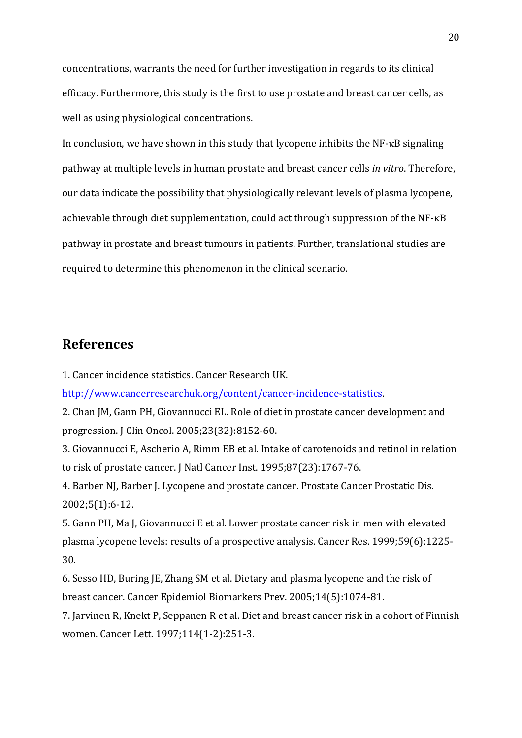concentrations, warrants the need for further investigation in regards to its clinical efficacy. Furthermore, this study is the first to use prostate and breast cancer cells, as well as using physiological concentrations.

In conclusion, we have shown in this study that lycopene inhibits the NF-κB signaling pathway at multiple levels in human prostate and breast cancer cells *in vitro*. Therefore, our data indicate the possibility that physiologically relevant levels of plasma lycopene, achievable through diet supplementation, could act through suppression of the NF-κB pathway in prostate and breast tumours in patients. Further, translational studies are required to determine this phenomenon in the clinical scenario.

## References

1. Cancer incidence statistics. Cancer Research UK. http://www.cancerresearchuk.org/content/cancer-incidence-statistics.
2. Chan JM, Gann PH, Giovannucci EL. Role of diet in prostate cancer development and progression. J Clin Oncol. 2005;23(32):8152-60.
3. Giovannucci E, Ascherio A, Rimm EB et al. Intake of carotenoids and retinol in relation to risk of prostate cancer. J Natl Cancer Inst. 1995;87(23):1767-76.
4. Barber NJ, Barber J. Lycopene and prostate cancer. Prostate Cancer Prostatic Dis. 2002;5(1):6-12.
5. Gann PH, Ma J, Giovannucci E et al. Lower prostate cancer risk in men with elevated plasma lycopene levels: results of a prospective analysis. Cancer Res. 1999;59(6):1225-30.
6. Sesso HD, Buring JE, Zhang SM et al. Dietary and plasma lycopene and the risk of breast cancer. Cancer Epidemiol Biomarkers Prev. 2005;14(5):1074-81.
7. Jarvinen R, Knekt P, Seppanen R et al. Diet and breast cancer risk in a cohort of Finnish women. Cancer Lett. 1997;114(1-2):251-3.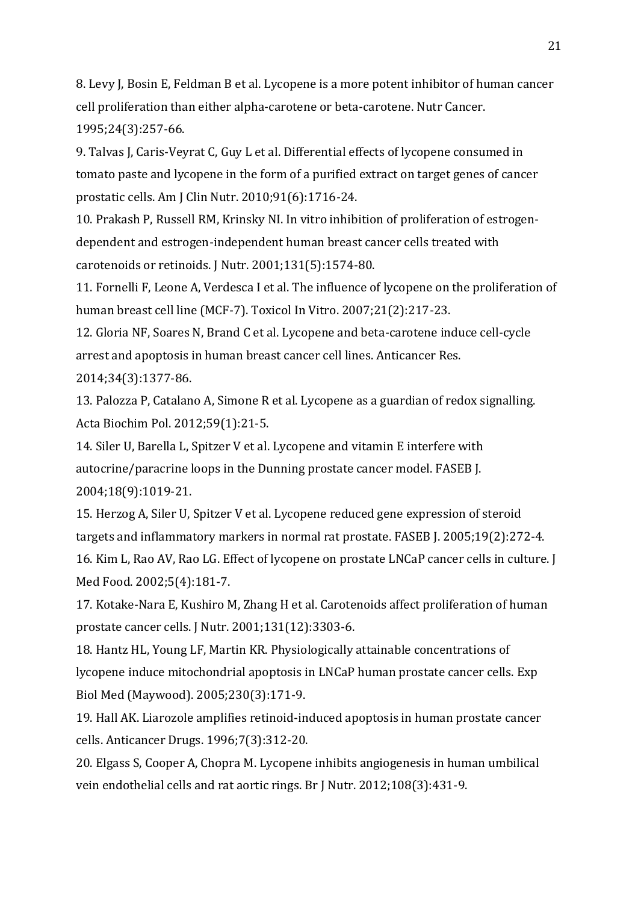8. Levy J, Bosin E, Feldman B et al. Lycopene is a more potent inhibitor of human cancer cell proliferation than either alpha-carotene or beta-carotene. Nutr Cancer. 1995;24(3):257-66.

9. Talvas J, Caris-Veyrat C, Guy L et al. Differential effects of lycopene consumed in tomato paste and lycopene in the form of a purified extract on target genes of cancer prostatic cells. Am J Clin Nutr. 2010;91(6):1716-24.

10. Prakash P, Russell RM, Krinsky NI. In vitro inhibition of proliferation of estrogen-dependent and estrogen-independent human breast cancer cells treated with carotenoids or retinoids. J Nutr. 2001;131(5):1574-80.

11. Fornelli F, Leone A, Verdesca I et al. The influence of lycopene on the proliferation of human breast cell line (MCF-7). Toxicol In Vitro. 2007;21(2):217-23.

12. Gloria NF, Soares N, Brand C et al. Lycopene and beta-carotene induce cell-cycle arrest and apoptosis in human breast cancer cell lines. Anticancer Res. 2014;34(3):1377-86.

13. Palozza P, Catalano A, Simone R et al. Lycopene as a guardian of redox signalling. Acta Biochim Pol. 2012;59(1):21-5.

14. Siler U, Barella L, Spitzer V et al. Lycopene and vitamin E interfere with autocrine/paracrine loops in the Dunning prostate cancer model. FASEB J. 2004;18(9):1019-21.

15. Herzog A, Siler U, Spitzer V et al. Lycopene reduced gene expression of steroid targets and inflammatory markers in normal rat prostate. FASEB J. 2005;19(2):272-4.

16. Kim L, Rao AV, Rao LG. Effect of lycopene on prostate LNCaP cancer cells in culture. J Med Food. 2002;5(4):181-7.

17. Kotake-Nara E, Kushiro M, Zhang H et al. Carotenoids affect proliferation of human prostate cancer cells. J Nutr. 2001;131(12):3303-6.

18. Hantz HL, Young LF, Martin KR. Physiologically attainable concentrations of lycopene induce mitochondrial apoptosis in LNCaP human prostate cancer cells. Exp Biol Med (Maywood). 2005;230(3):171-9.

19. Hall AK. Liarozole amplifies retinoid-induced apoptosis in human prostate cancer cells. Anticancer Drugs. 1996;7(3):312-20.

20. Elgass S, Cooper A, Chopra M. Lycopene inhibits angiogenesis in human umbilical vein endothelial cells and rat aortic rings. Br J Nutr. 2012;108(3):431-9.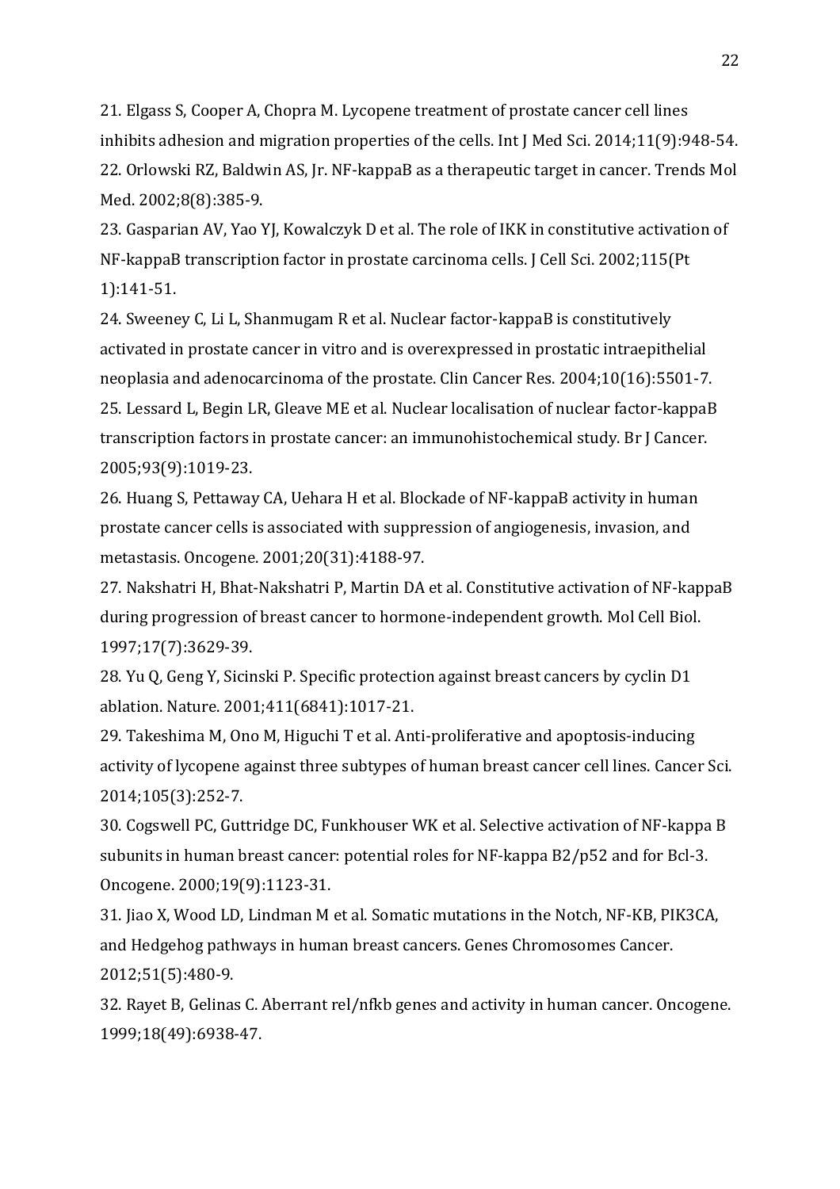21. Elgass S, Cooper A, Chopra M. Lycopene treatment of prostate cancer cell lines inhibits adhesion and migration properties of the cells. Int J Med Sci. 2014;11(9):948-54.

22. Orlowski RZ, Baldwin AS, Jr. NF-kappaB as a therapeutic target in cancer. Trends Mol Med. 2002;8(8):385-9.

23. Gasparian AV, Yao YJ, Kowalczyk D et al. The role of IKK in constitutive activation of NF-kappaB transcription factor in prostate carcinoma cells. J Cell Sci. 2002;115(Pt 1):141-51.

24. Sweeney C, Li L, Shanmugam R et al. Nuclear factor-kappaB is constitutively activated in prostate cancer in vitro and is overexpressed in prostatic intraepithelial neoplasia and adenocarcinoma of the prostate. Clin Cancer Res. 2004;10(16):5501-7.

25. Lessard L, Begin LR, Gleave ME et al. Nuclear localisation of nuclear factor-kappaB transcription factors in prostate cancer: an immunohistochemical study. Br J Cancer. 2005;93(9):1019-23.

26. Huang S, Pettaway CA, Uehara H et al. Blockade of NF-kappaB activity in human prostate cancer cells is associated with suppression of angiogenesis, invasion, and metastasis. Oncogene. 2001;20(31):4188-97.

27. Nakshatri H, Bhat-Nakshatri P, Martin DA et al. Constitutive activation of NF-kappaB during progression of breast cancer to hormone-independent growth. Mol Cell Biol. 1997;17(7):3629-39.

28. Yu Q, Geng Y, Sicinski P. Specific protection against breast cancers by cyclin D1 ablation. Nature. 2001;411(6841):1017-21.

29. Takeshima M, Ono M, Higuchi T et al. Anti-proliferative and apoptosis-inducing activity of lycopene against three subtypes of human breast cancer cell lines. Cancer Sci. 2014;105(3):252-7.

30. Cogswell PC, Guttridge DC, Funkhouser WK et al. Selective activation of NF-kappa B subunits in human breast cancer: potential roles for NF-kappa B2/p52 and for Bcl-3. Oncogene. 2000;19(9):1123-31.

31. Jiao X, Wood LD, Lindman M et al. Somatic mutations in the Notch, NF-KB, PIK3CA, and Hedgehog pathways in human breast cancers. Genes Chromosomes Cancer. 2012;51(5):480-9.

32. Rayet B, Gelinas C. Aberrant rel/nfkb genes and activity in human cancer. Oncogene. 1999;18(49):6938-47.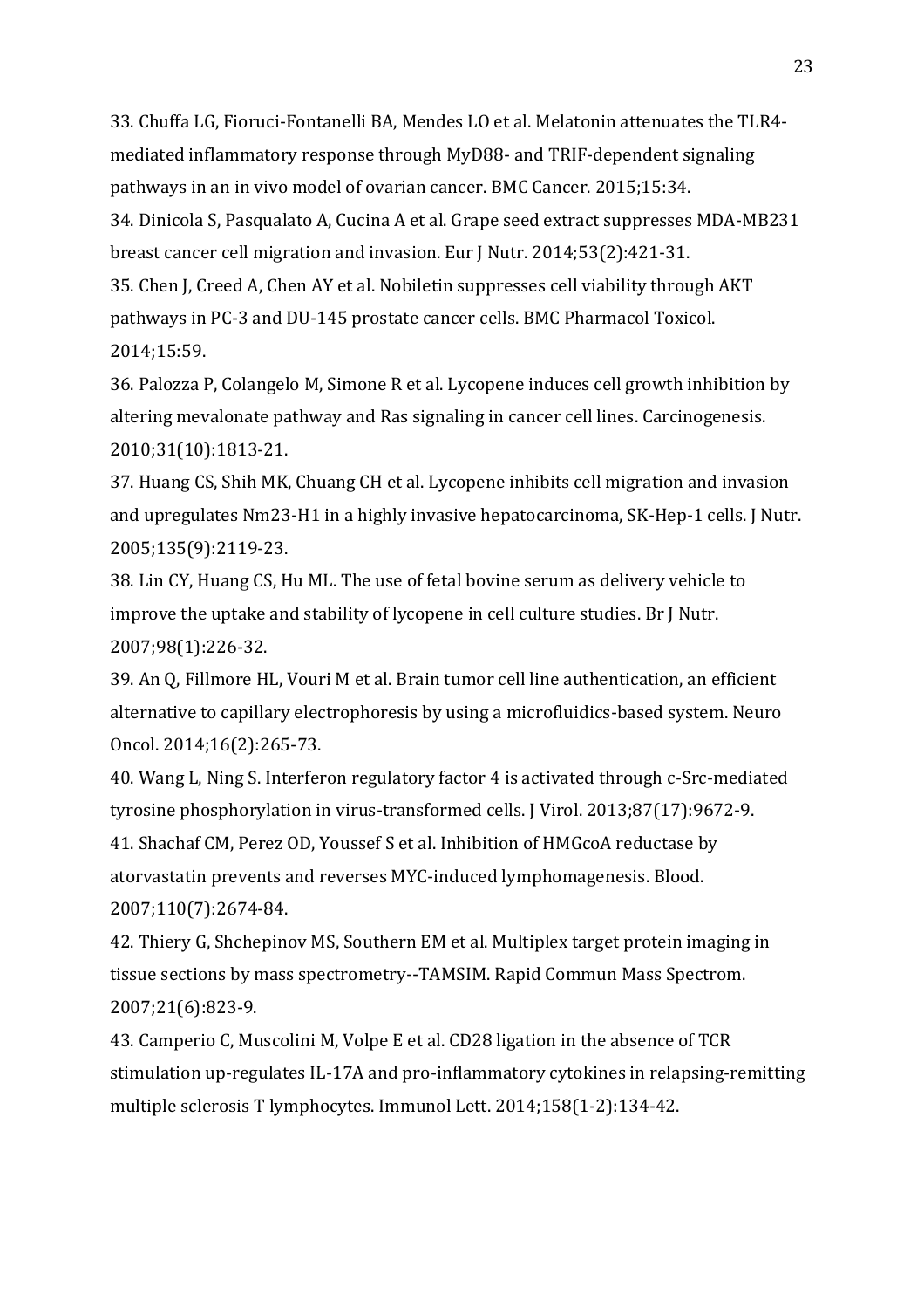33. Chuffa LG, Fioruci-Fontanelli BA, Mendes LO et al. Melatonin attenuates the TLR4-mediated inflammatory response through MyD88- and TRIF-dependent signaling pathways in an in vivo model of ovarian cancer. BMC Cancer. 2015;15:34.

34. Dinicola S, Pasqualato A, Cucina A et al. Grape seed extract suppresses MDA-MB231 breast cancer cell migration and invasion. Eur J Nutr. 2014;53(2):421-31.

35. Chen J, Creed A, Chen AY et al. Nobiletin suppresses cell viability through AKT pathways in PC-3 and DU-145 prostate cancer cells. BMC Pharmacol Toxicol. 2014;15:59.

36. Palozza P, Colangelo M, Simone R et al. Lycopene induces cell growth inhibition by altering mevalonate pathway and Ras signaling in cancer cell lines. Carcinogenesis. 2010;31(10):1813-21.

37. Huang CS, Shih MK, Chuang CH et al. Lycopene inhibits cell migration and invasion and upregulates Nm23-H1 in a highly invasive hepatocarcinoma, SK-Hep-1 cells. J Nutr. 2005;135(9):2119-23.

38. Lin CY, Huang CS, Hu ML. The use of fetal bovine serum as delivery vehicle to improve the uptake and stability of lycopene in cell culture studies. Br J Nutr. 2007;98(1):226-32.

39. An Q, Fillmore HL, Vouri M et al. Brain tumor cell line authentication, an efficient alternative to capillary electrophoresis by using a microfluidics-based system. Neuro Oncol. 2014;16(2):265-73.

40. Wang L, Ning S. Interferon regulatory factor 4 is activated through c-Src-mediated tyrosine phosphorylation in virus-transformed cells. J Virol. 2013;87(17):9672-9.

41. Shachaf CM, Perez OD, Youssef S et al. Inhibition of HMGcoA reductase by atorvastatin prevents and reverses MYC-induced lymphomagenesis. Blood. 2007;110(7):2674-84.

42. Thiery G, Shchepinov MS, Southern EM et al. Multiplex target protein imaging in tissue sections by mass spectrometry--TAMSIM. Rapid Commun Mass Spectrom. 2007;21(6):823-9.

43. Camperio C, Muscolini M, Volpe E et al. CD28 ligation in the absence of TCR stimulation up-regulates IL-17A and pro-inflammatory cytokines in relapsing-remitting multiple sclerosis T lymphocytes. Immunol Lett. 2014;158(1-2):134-42.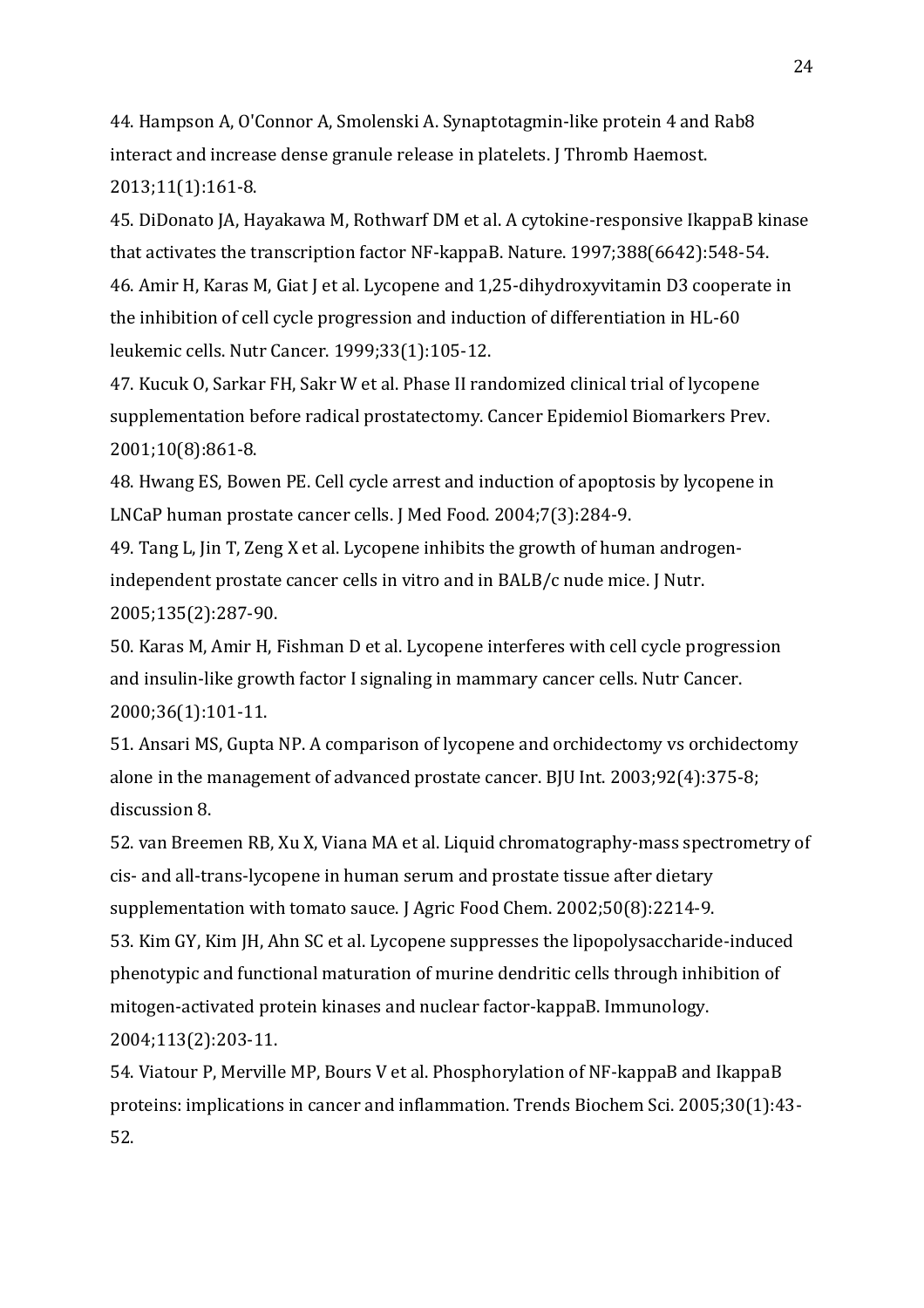44. Hampson A, O'Connor A, Smolenski A. Synaptotagmin-like protein 4 and Rab8 interact and increase dense granule release in platelets. J Thromb Haemost. 2013;11(1):161-8.

45. DiDonato JA, Hayakawa M, Rothwarf DM et al. A cytokine-responsive IkappaB kinase that activates the transcription factor NF-kappaB. Nature. 1997;388(6642):548-54.

46. Amir H, Karas M, Giat J et al. Lycopene and 1,25-dihydroxyvitamin D3 cooperate in the inhibition of cell cycle progression and induction of differentiation in HL-60 leukemic cells. Nutr Cancer. 1999;33(1):105-12.

47. Kucuk O, Sarkar FH, Sakr W et al. Phase II randomized clinical trial of lycopene supplementation before radical prostatectomy. Cancer Epidemiol Biomarkers Prev. 2001;10(8):861-8.

48. Hwang ES, Bowen PE. Cell cycle arrest and induction of apoptosis by lycopene in LNCaP human prostate cancer cells. J Med Food. 2004;7(3):284-9.

49. Tang L, Jin T, Zeng X et al. Lycopene inhibits the growth of human androgen-independent prostate cancer cells in vitro and in BALB/c nude mice. J Nutr. 2005;135(2):287-90.

50. Karas M, Amir H, Fishman D et al. Lycopene interferes with cell cycle progression and insulin-like growth factor I signaling in mammary cancer cells. Nutr Cancer. 2000;36(1):101-11.

51. Ansari MS, Gupta NP. A comparison of lycopene and orchidectomy vs orchidectomy alone in the management of advanced prostate cancer. BJU Int. 2003;92(4):375-8; discussion 8.

52. van Breemen RB, Xu X, Viana MA et al. Liquid chromatography-mass spectrometry of cis- and all-trans-lycopene in human serum and prostate tissue after dietary supplementation with tomato sauce. J Agric Food Chem. 2002;50(8):2214-9.

53. Kim GY, Kim JH, Ahn SC et al. Lycopene suppresses the lipopolysaccharide-induced phenotypic and functional maturation of murine dendritic cells through inhibition of mitogen-activated protein kinases and nuclear factor-kappaB. Immunology. 2004;113(2):203-11.

54. Viatour P, Merville MP, Bours V et al. Phosphorylation of NF-kappaB and IkappaB proteins: implications in cancer and inflammation. Trends Biochem Sci. 2005;30(1):43-52.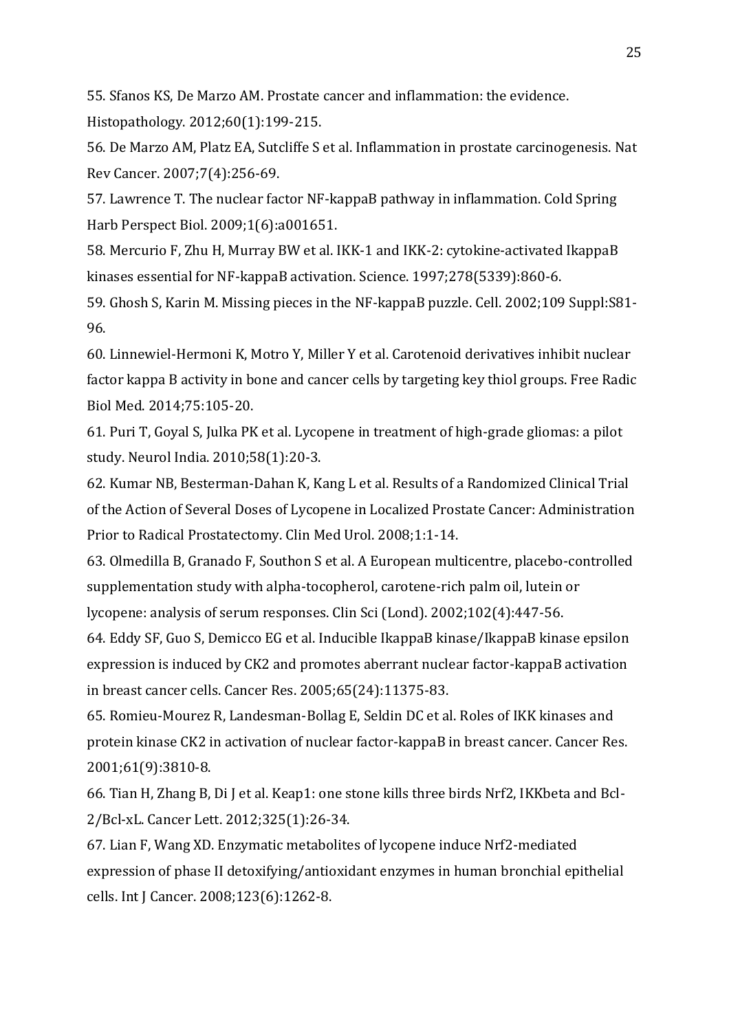55. Sfanos KS, De Marzo AM. Prostate cancer and inflammation: the evidence. Histopathology. 2012;60(1):199-215.

56. De Marzo AM, Platz EA, Sutcliffe S et al. Inflammation in prostate carcinogenesis. Nat Rev Cancer. 2007;7(4):256-69.

57. Lawrence T. The nuclear factor NF-kappaB pathway in inflammation. Cold Spring Harb Perspect Biol. 2009;1(6):a001651.

58. Mercurio F, Zhu H, Murray BW et al. IKK-1 and IKK-2: cytokine-activated IkappaB kinases essential for NF-kappaB activation. Science. 1997;278(5339):860-6.

59. Ghosh S, Karin M. Missing pieces in the NF-kappaB puzzle. Cell. 2002;109 Suppl:S81-96.

60. Linnewiel-Hermoni K, Motro Y, Miller Y et al. Carotenoid derivatives inhibit nuclear factor kappa B activity in bone and cancer cells by targeting key thiol groups. Free Radic Biol Med. 2014;75:105-20.

61. Puri T, Goyal S, Julka PK et al. Lycopene in treatment of high-grade gliomas: a pilot study. Neurol India. 2010;58(1):20-3.

62. Kumar NB, Besterman-Dahan K, Kang L et al. Results of a Randomized Clinical Trial of the Action of Several Doses of Lycopene in Localized Prostate Cancer: Administration Prior to Radical Prostatectomy. Clin Med Urol. 2008;1:1-14.

63. Olmedilla B, Granado F, Southon S et al. A European multicentre, placebo-controlled supplementation study with alpha-tocopherol, carotene-rich palm oil, lutein or lycopene: analysis of serum responses. Clin Sci (Lond). 2002;102(4):447-56.

64. Eddy SF, Guo S, Demicco EG et al. Inducible IkappaB kinase/IkappaB kinase epsilon expression is induced by CK2 and promotes aberrant nuclear factor-kappaB activation in breast cancer cells. Cancer Res. 2005;65(24):11375-83.

65. Romieu-Mourez R, Landesman-Bollag E, Seldin DC et al. Roles of IKK kinases and protein kinase CK2 in activation of nuclear factor-kappaB in breast cancer. Cancer Res. 2001;61(9):3810-8.

66. Tian H, Zhang B, Di J et al. Keap1: one stone kills three birds Nrf2, IKKbeta and Bcl-2/Bcl-xL. Cancer Lett. 2012;325(1):26-34.

67. Lian F, Wang XD. Enzymatic metabolites of lycopene induce Nrf2-mediated expression of phase II detoxifying/antioxidant enzymes in human bronchial epithelial cells. Int J Cancer. 2008;123(6):1262-8.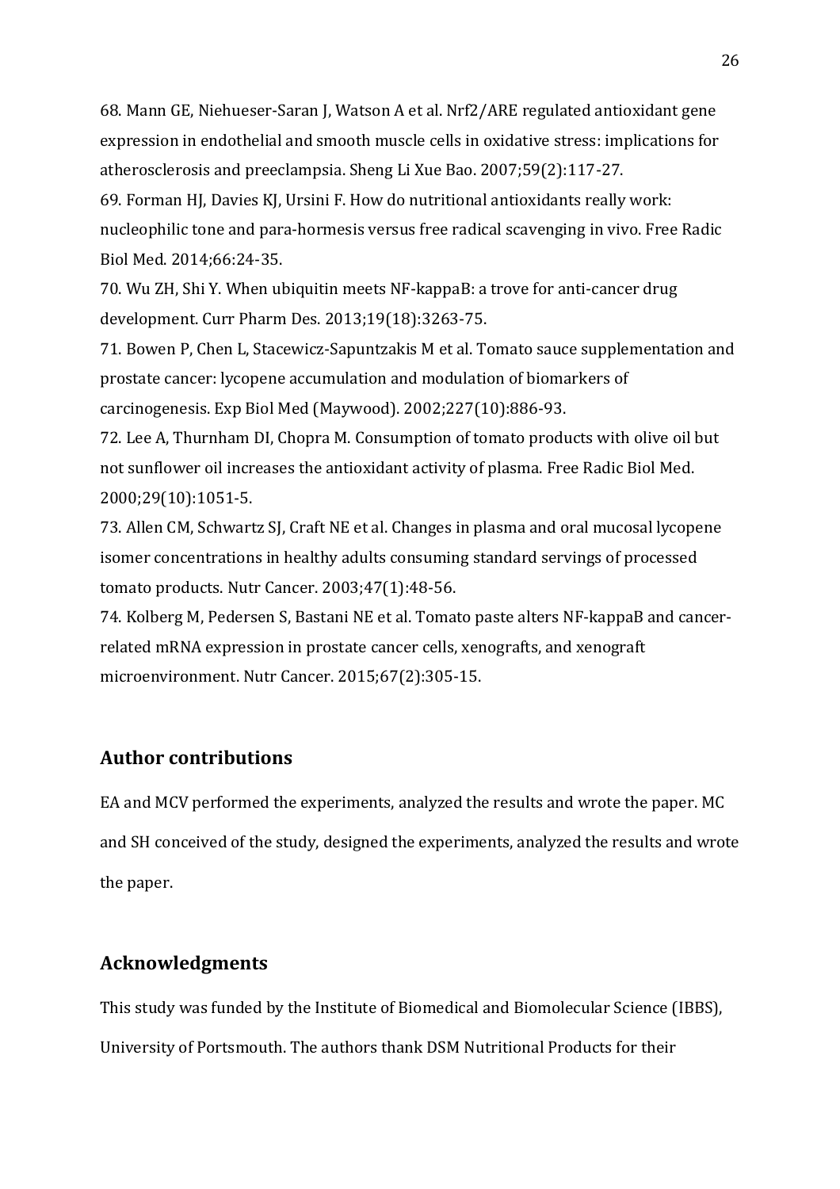68. Mann GE, Niehueser-Saran J, Watson A et al. Nrf2/ARE regulated antioxidant gene expression in endothelial and smooth muscle cells in oxidative stress: implications for atherosclerosis and preeclampsia. Sheng Li Xue Bao. 2007;59(2):117-27.

69. Forman HJ, Davies KJ, Ursini F. How do nutritional antioxidants really work: nucleophilic tone and para-hormesis versus free radical scavenging in vivo. Free Radic Biol Med. 2014;66:24-35.

70. Wu ZH, Shi Y. When ubiquitin meets NF-kappaB: a trove for anti-cancer drug development. Curr Pharm Des. 2013;19(18):3263-75.

71. Bowen P, Chen L, Stacewicz-Sapuntzakis M et al. Tomato sauce supplementation and prostate cancer: lycopene accumulation and modulation of biomarkers of carcinogenesis. Exp Biol Med (Maywood). 2002;227(10):886-93.

72. Lee A, Thurnham DI, Chopra M. Consumption of tomato products with olive oil but not sunflower oil increases the antioxidant activity of plasma. Free Radic Biol Med. 2000;29(10):1051-5.

73. Allen CM, Schwartz SJ, Craft NE et al. Changes in plasma and oral mucosal lycopene isomer concentrations in healthy adults consuming standard servings of processed tomato products. Nutr Cancer. 2003;47(1):48-56.

74. Kolberg M, Pedersen S, Bastani NE et al. Tomato paste alters NF-kappaB and cancer-related mRNA expression in prostate cancer cells, xenografts, and xenograft microenvironment. Nutr Cancer. 2015;67(2):305-15.

## Author contributions

EA and MCV performed the experiments, analyzed the results and wrote the paper. MC and SH conceived of the study, designed the experiments, analyzed the results and wrote the paper.

## Acknowledgments

This study was funded by the Institute of Biomedical and Biomolecular Science (IBBS), University of Portsmouth. The authors thank DSM Nutritional Products for their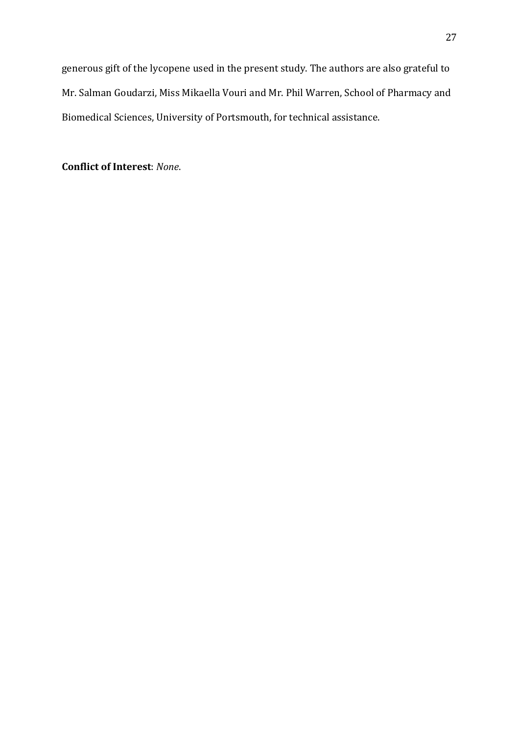generous gift of the lycopene used in the present study. The authors are also grateful to Mr. Salman Goudarzi, Miss Mikaella Vouri and Mr. Phil Warren, School of Pharmacy and Biomedical Sciences, University of Portsmouth, for technical assistance.

**Conflict of Interest**: *None*.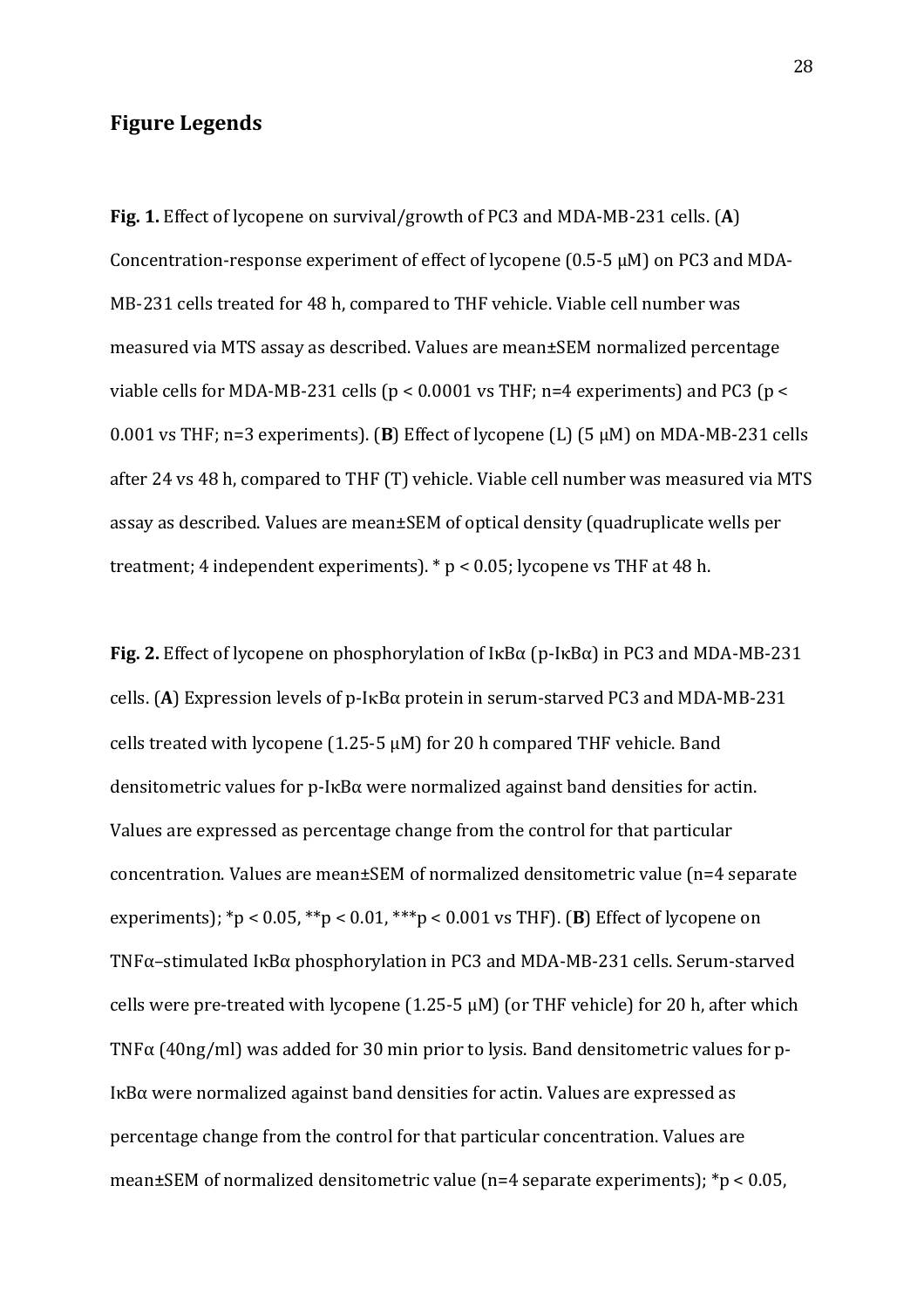## Figure Legends

**Fig. 1.** Effect of lycopene on survival/growth of PC3 and MDA-MB-231 cells. (**A**) Concentration-response experiment of effect of lycopene (0.5-5 μM) on PC3 and MDA-MB-231 cells treated for 48 h, compared to THF vehicle. Viable cell number was measured via MTS assay as described. Values are mean±SEM normalized percentage viable cells for MDA-MB-231 cells ($p < 0.0001$ vs THF; n=4 experiments) and PC3 ($p < 0.001$ vs THF; n=3 experiments). (**B**) Effect of lycopene (L) (5 μM) on MDA-MB-231 cells after 24 vs 48 h, compared to THF (T) vehicle. Viable cell number was measured via MTS assay as described. Values are mean±SEM of optical density (quadruplicate wells per treatment; 4 independent experiments). * $p < 0.05$; lycopene vs THF at 48 h.

**Fig. 2.** Effect of lycopene on phosphorylation of IκBα (p-IκBα) in PC3 and MDA-MB-231 cells. (**A**) Expression levels of p-IκBα protein in serum-starved PC3 and MDA-MB-231 cells treated with lycopene (1.25-5 μM) for 20 h compared THF vehicle. Band densitometric values for p-IκBα were normalized against band densities for actin. Values are expressed as percentage change from the control for that particular concentration. Values are mean±SEM of normalized densitometric value (n=4 separate experiments); *$p < 0.05$, **$p < 0.01$, ***$p < 0.001$ vs THF). (**B**) Effect of lycopene on TNFα–stimulated IκBα phosphorylation in PC3 and MDA-MB-231 cells. Serum-starved cells were pre-treated with lycopene (1.25-5 μM) (or THF vehicle) for 20 h, after which TNFα (40ng/ml) was added for 30 min prior to lysis. Band densitometric values for p-IκBα were normalized against band densities for actin. Values are expressed as percentage change from the control for that particular concentration. Values are mean±SEM of normalized densitometric value (n=4 separate experiments); *$p < 0.05$,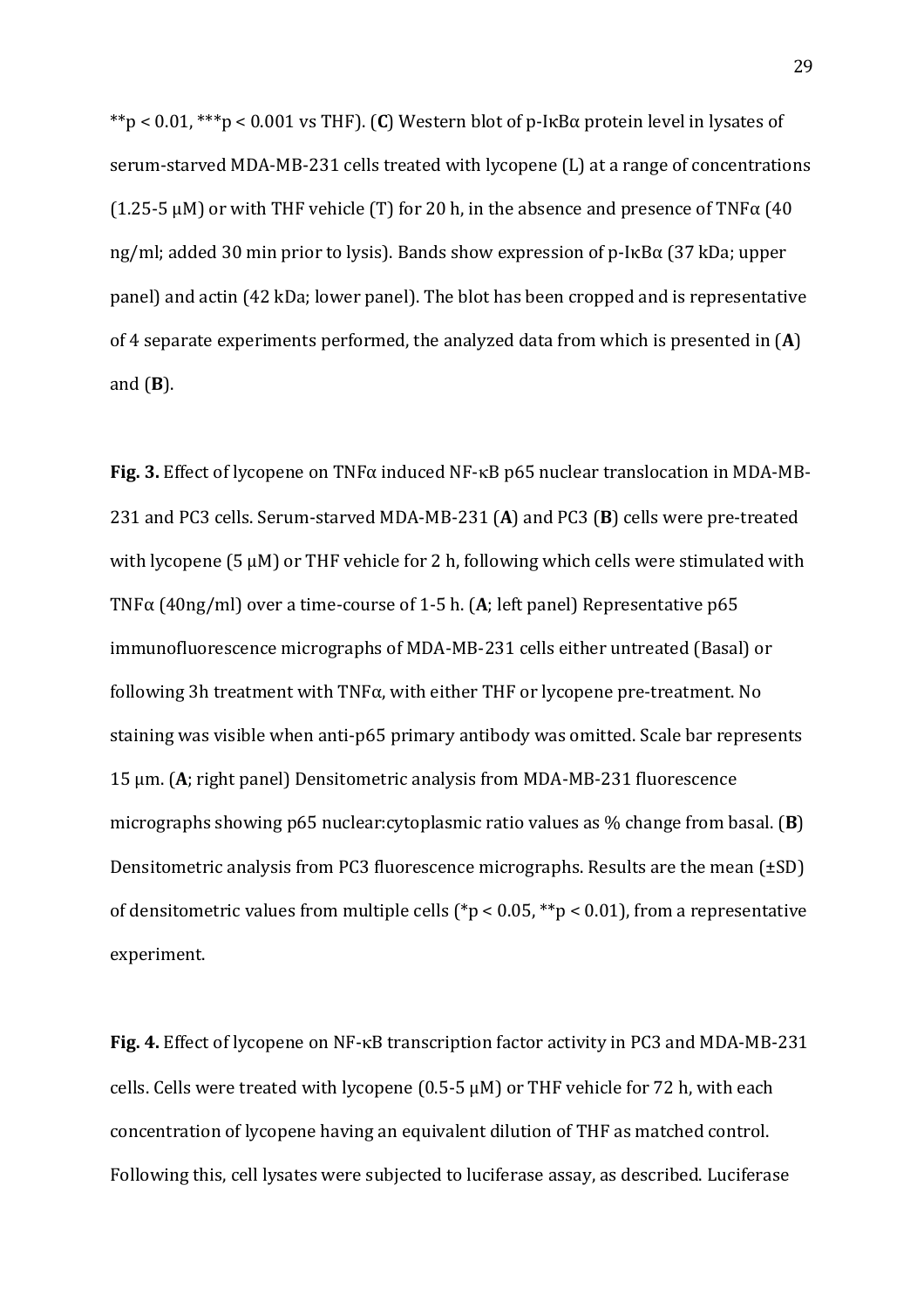$^{**}p < 0.01$, $^{***}p < 0.001$ vs THF). (**C**) Western blot of p-IκBα protein level in lysates of serum-starved MDA-MB-231 cells treated with lycopene (L) at a range of concentrations (1.25-5 μM) or with THF vehicle (T) for 20 h, in the absence and presence of TNFα (40 ng/ml; added 30 min prior to lysis). Bands show expression of p-IκBα (37 kDa; upper panel) and actin (42 kDa; lower panel). The blot has been cropped and is representative of 4 separate experiments performed, the analyzed data from which is presented in (**A**) and (**B**).

**Fig. 3.** Effect of lycopene on TNFα induced NF-κB p65 nuclear translocation in MDA-MB-231 and PC3 cells. Serum-starved MDA-MB-231 (**A**) and PC3 (**B**) cells were pre-treated with lycopene (5 μM) or THF vehicle for 2 h, following which cells were stimulated with TNFα (40ng/ml) over a time-course of 1-5 h. (**A**; left panel) Representative p65 immunofluorescence micrographs of MDA-MB-231 cells either untreated (Basal) or following 3h treatment with TNFα, with either THF or lycopene pre-treatment. No staining was visible when anti-p65 primary antibody was omitted. Scale bar represents 15 μm. (**A**; right panel) Densitometric analysis from MDA-MB-231 fluorescence micrographs showing p65 nuclear:cytoplasmic ratio values as % change from basal. (**B**) Densitometric analysis from PC3 fluorescence micrographs. Results are the mean (±SD) of densitometric values from multiple cells ($^{*}p < 0.05$, $^{**}p < 0.01$), from a representative experiment.

**Fig. 4.** Effect of lycopene on NF-κB transcription factor activity in PC3 and MDA-MB-231 cells. Cells were treated with lycopene (0.5-5 μM) or THF vehicle for 72 h, with each concentration of lycopene having an equivalent dilution of THF as matched control. Following this, cell lysates were subjected to luciferase assay, as described. Luciferase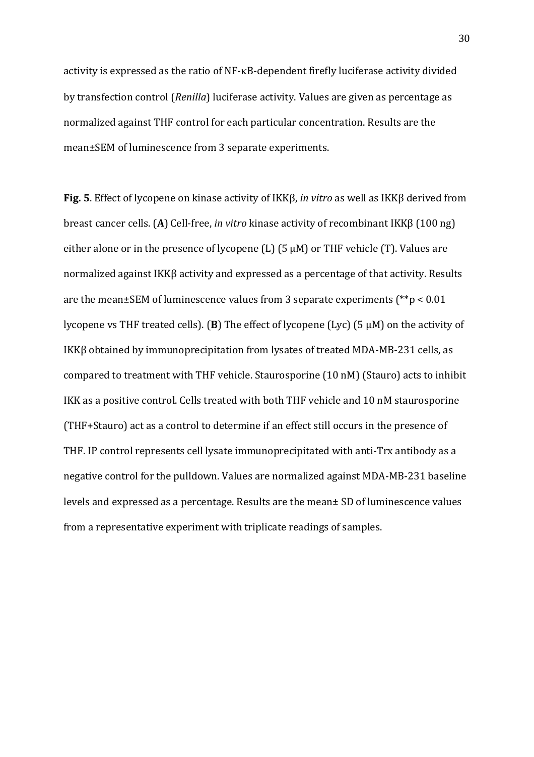activity is expressed as the ratio of NF-κB-dependent firefly luciferase activity divided by transfection control (*Renilla*) luciferase activity. Values are given as percentage as normalized against THF control for each particular concentration. Results are the mean±SEM of luminescence from 3 separate experiments.

**Fig. 5**. Effect of lycopene on kinase activity of IKKβ, *in vitro* as well as IKKβ derived from breast cancer cells. (**A**) Cell-free, *in vitro* kinase activity of recombinant IKKβ (100 ng) either alone or in the presence of lycopene (L) (5 μM) or THF vehicle (T). Values are normalized against IKKβ activity and expressed as a percentage of that activity. Results are the mean±SEM of luminescence values from 3 separate experiments (**$p < 0.01$ lycopene vs THF treated cells). (**B**) The effect of lycopene (Lyc) (5 μM) on the activity of IKKβ obtained by immunoprecipitation from lysates of treated MDA-MB-231 cells, as compared to treatment with THF vehicle. Staurosporine (10 nM) (Stauro) acts to inhibit IKK as a positive control. Cells treated with both THF vehicle and 10 nM staurosporine (THF+Stauro) act as a control to determine if an effect still occurs in the presence of THF. IP control represents cell lysate immunoprecipitated with anti-Trx antibody as a negative control for the pulldown. Values are normalized against MDA-MB-231 baseline levels and expressed as a percentage. Results are the mean± SD of luminescence values from a representative experiment with triplicate readings of samples.